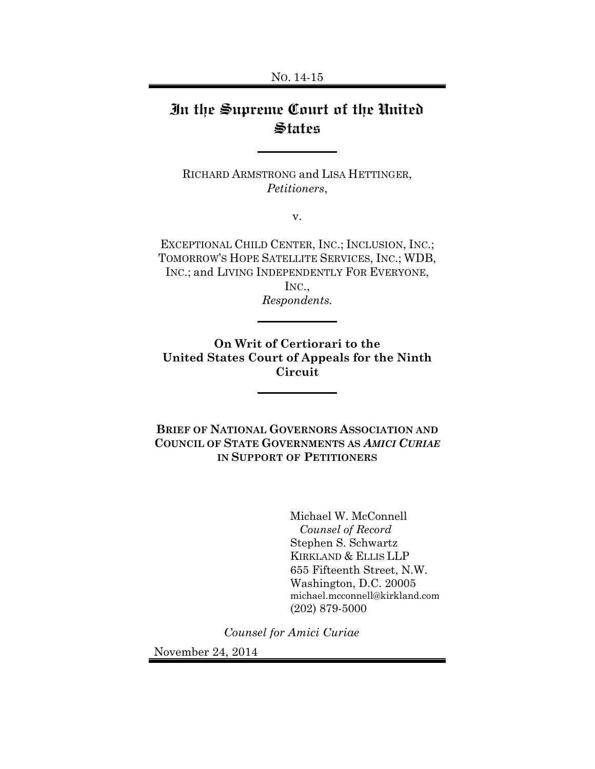NO. 14-15

# In the Supreme Court of the United States

RICHARD ARMSTRONG and LISA HETTINGER,
*Petitioners*,

v.

EXCEPTIONAL CHILD CENTER, INC.; INCLUSION, INC.; TOMORROW'S HOPE SATELLITE SERVICES, INC.; WDB, INC.; and LIVING INDEPENDENTLY FOR EVERYONE, INC.,
*Respondents.*

**On Writ of Certiorari to the United States Court of Appeals for the Ninth Circuit**

**BRIEF OF NATIONAL GOVERNORS ASSOCIATION AND COUNCIL OF STATE GOVERNMENTS AS *AMICI CURIAE* IN SUPPORT OF PETITIONERS**

Michael W. McConnell
*Counsel of Record*
Stephen S. Schwartz
KIRKLAND & ELLIS LLP
655 Fifteenth Street, N.W.
Washington, D.C. 20005
michael.mcconnell@kirkland.com
(202) 879-5000

*Counsel for Amici Curiae*

November 24, 2014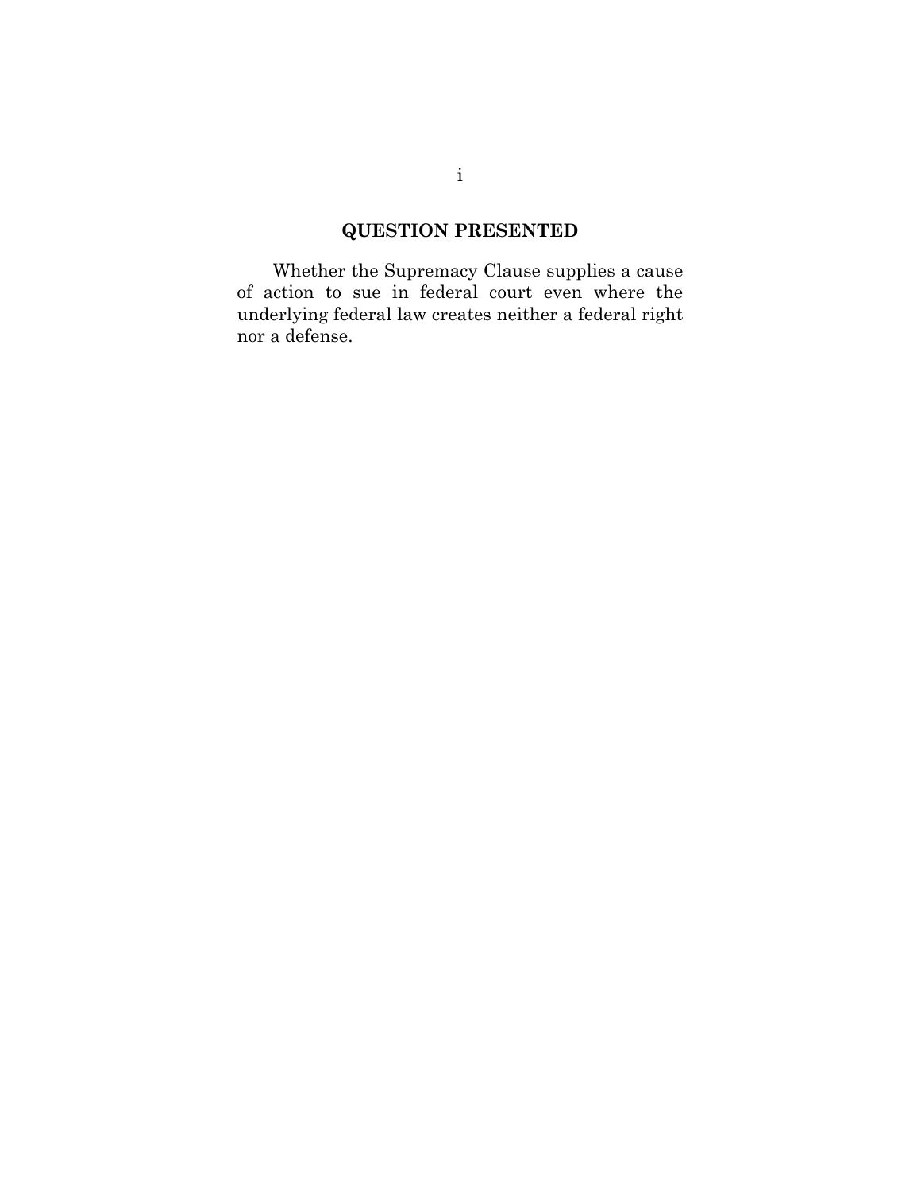## QUESTION PRESENTED

Whether the Supremacy Clause supplies a cause of action to sue in federal court even where the underlying federal law creates neither a federal right nor a defense.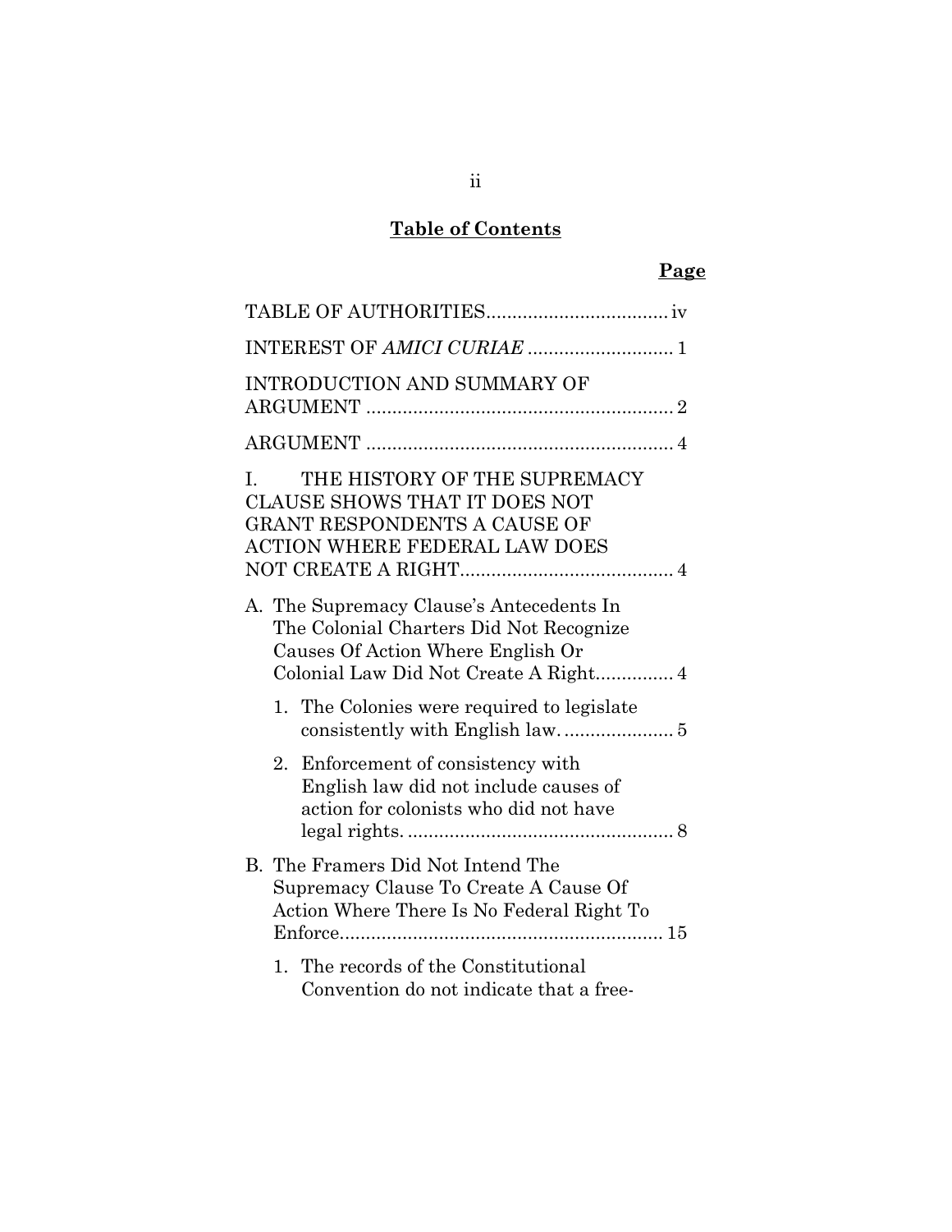## Table of Contents

**Page**

TABLE OF AUTHORITIES .................................. iv

INTEREST OF *AMICI CURIAE* ............................ 1

INTRODUCTION AND SUMMARY OF ARGUMENT ........................................................... 2

ARGUMENT ........................................................... 4

I. THE HISTORY OF THE SUPREMACY CLAUSE SHOWS THAT IT DOES NOT GRANT RESPONDENTS A CAUSE OF ACTION WHERE FEDERAL LAW DOES NOT CREATE A RIGHT ......................................... 4

A. The Supremacy Clause's Antecedents In The Colonial Charters Did Not Recognize Causes Of Action Where English Or Colonial Law Did Not Create A Right ............... 4

1. The Colonies were required to legislate consistently with English law. .................... 5

2. Enforcement of consistency with English law did not include causes of action for colonists who did not have legal rights. .................................................. 8

B. The Framers Did Not Intend The Supremacy Clause To Create A Cause Of Action Where There Is No Federal Right To Enforce ............................................................ 15

1. The records of the Constitutional Convention do not indicate that a free-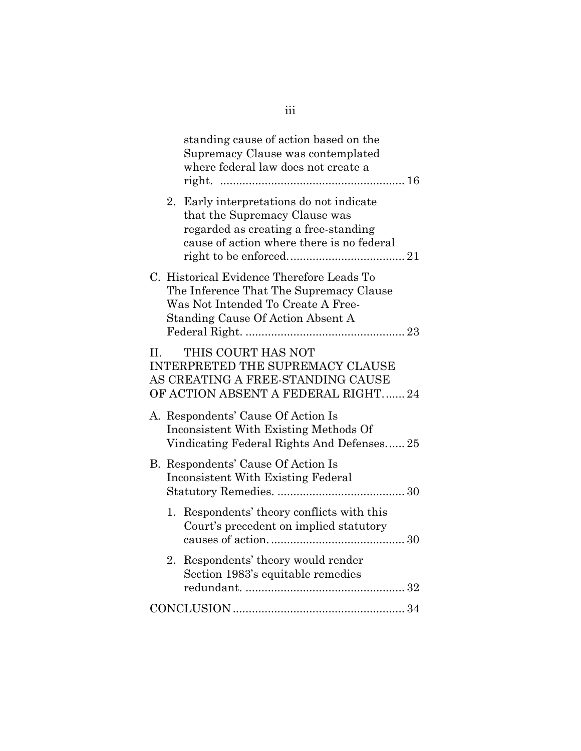standing cause of action based on the Supremacy Clause was contemplated where federal law does not create a right. .......................................................... 16

2. Early interpretations do not indicate that the Supremacy Clause was regarded as creating a free-standing cause of action where there is no federal right to be enforced. .................................... 21

C. Historical Evidence Therefore Leads To The Inference That The Supremacy Clause Was Not Intended To Create A Free-Standing Cause Of Action Absent A Federal Right. .................................................. 23

II. THIS COURT HAS NOT INTERPRETED THE SUPREMACY CLAUSE AS CREATING A FREE-STANDING CAUSE OF ACTION ABSENT A FEDERAL RIGHT. ...... 24

A. Respondents' Cause Of Action Is Inconsistent With Existing Methods Of Vindicating Federal Rights And Defenses. ..... 25

B. Respondents' Cause Of Action Is Inconsistent With Existing Federal Statutory Remedies. ........................................ 30

1. Respondents' theory conflicts with this Court's precedent on implied statutory causes of action. .......................................... 30

2. Respondents' theory would render Section 1983's equitable remedies redundant. .................................................. 32

CONCLUSION ..................................................... 34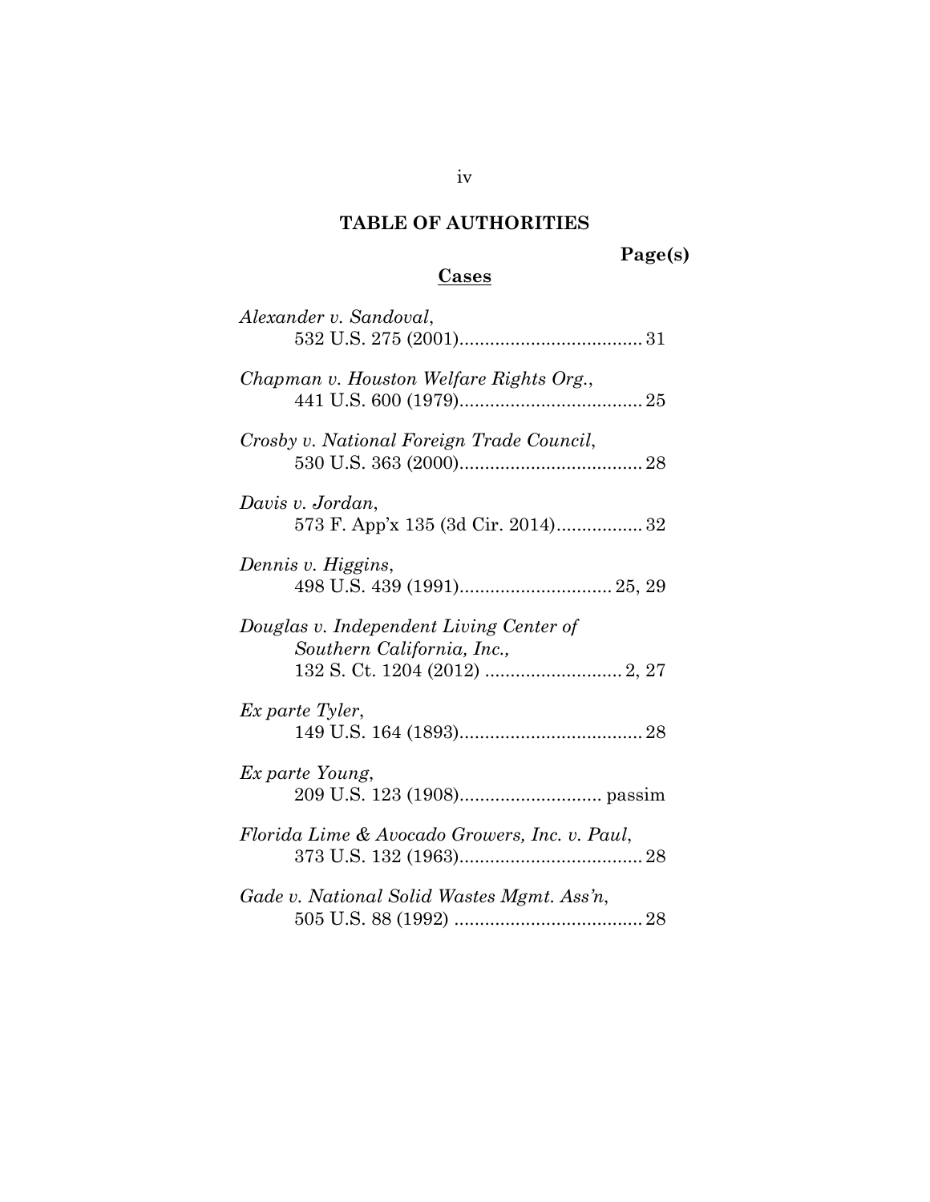# TABLE OF AUTHORITIES

**Page(s)**

## Cases

*Alexander v. Sandoval*,
532 U.S. 275 (2001).................................... 31

*Chapman v. Houston Welfare Rights Org.*,
441 U.S. 600 (1979).................................... 25

*Crosby v. National Foreign Trade Council*,
530 U.S. 363 (2000).................................... 28

*Davis v. Jordan*,
573 F. App'x 135 (3d Cir. 2014)................. 32

*Dennis v. Higgins*,
498 U.S. 439 (1991).............................. 25, 29

*Douglas v. Independent Living Center of Southern California, Inc.*,
132 S. Ct. 1204 (2012) ........................... 2, 27

*Ex parte Tyler*,
149 U.S. 164 (1893).................................... 28

*Ex parte Young*,
209 U.S. 123 (1908)............................ passim

*Florida Lime & Avocado Growers, Inc. v. Paul*,
373 U.S. 132 (1963).................................... 28

*Gade v. National Solid Wastes Mgmt. Ass'n*,
505 U.S. 88 (1992) ..................................... 28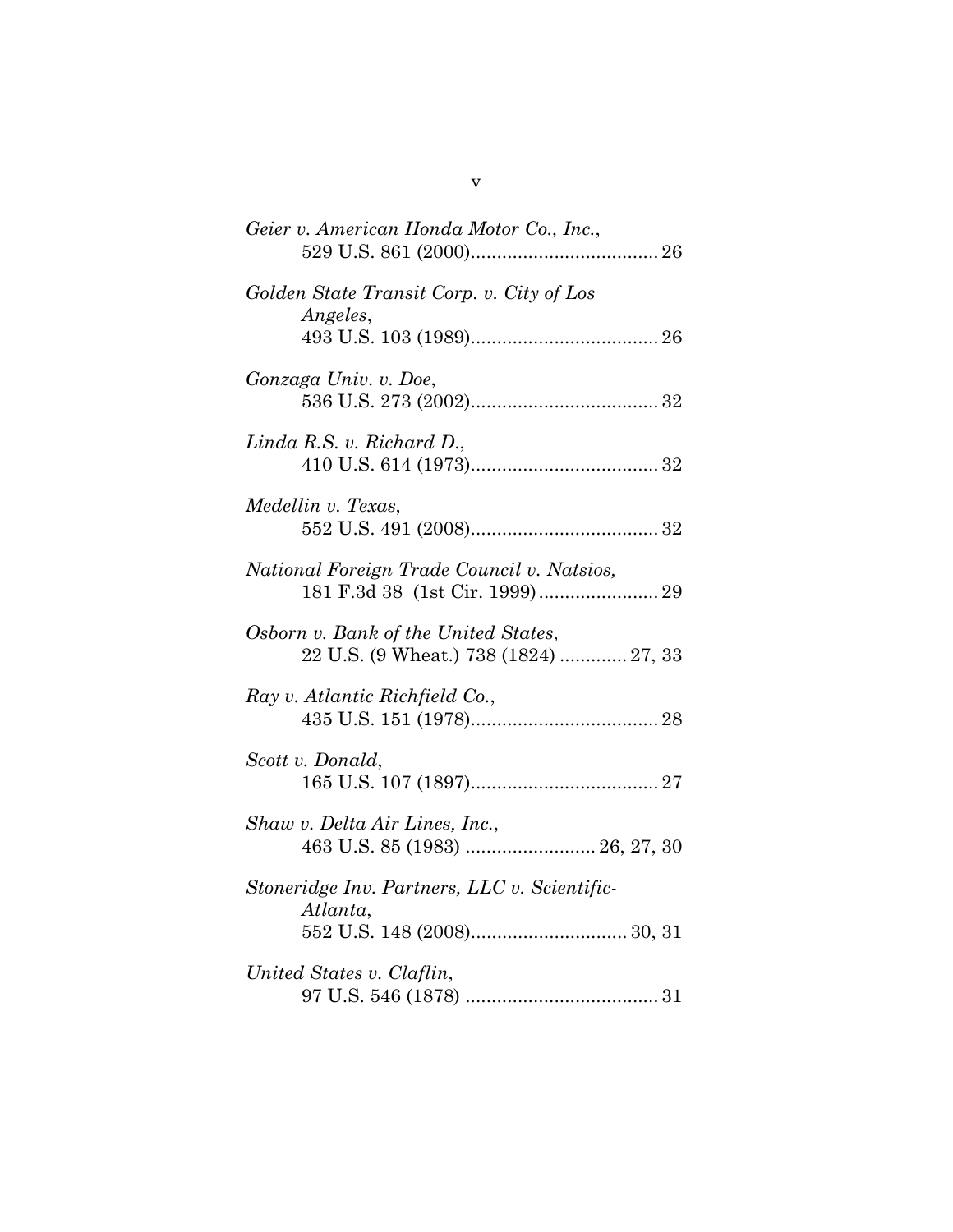*Geier v. American Honda Motor Co., Inc.*,
529 U.S. 861 (2000).................................... 26

*Golden State Transit Corp. v. City of Los Angeles*,
493 U.S. 103 (1989).................................... 26

*Gonzaga Univ. v. Doe*,
536 U.S. 273 (2002).................................... 32

*Linda R.S. v. Richard D.*,
410 U.S. 614 (1973).................................... 32

*Medellin v. Texas*,
552 U.S. 491 (2008).................................... 32

*National Foreign Trade Council v. Natsios,*
181 F.3d 38 (1st Cir. 1999)....................... 29

*Osborn v. Bank of the United States*,
22 U.S. (9 Wheat.) 738 (1824) ............. 27, 33

*Ray v. Atlantic Richfield Co.*,
435 U.S. 151 (1978).................................... 28

*Scott v. Donald*,
165 U.S. 107 (1897).................................... 27

*Shaw v. Delta Air Lines, Inc.*,
463 U.S. 85 (1983) ......................... 26, 27, 30

*Stoneridge Inv. Partners, LLC v. Scientific-Atlanta*,
552 U.S. 148 (2008).............................. 30, 31

*United States v. Claflin*,
97 U.S. 546 (1878) ..................................... 31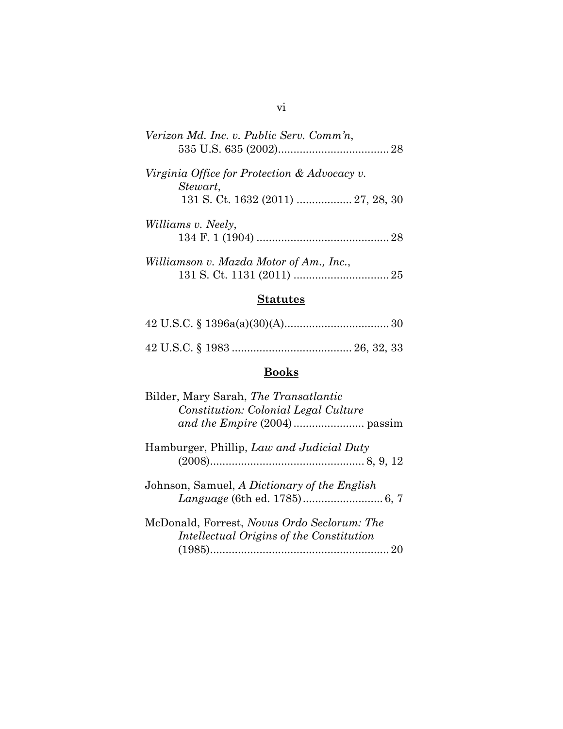*Verizon Md. Inc. v. Public Serv. Comm'n*,
535 U.S. 635 (2002).................................... 28

*Virginia Office for Protection & Advocacy v. Stewart*,
131 S. Ct. 1632 (2011) .................. 27, 28, 30

*Williams v. Neely*,
134 F. 1 (1904) ........................................... 28

*Williamson v. Mazda Motor of Am., Inc.*,
131 S. Ct. 1131 (2011) ............................... 25

## Statutes

42 U.S.C. § 1396a(a)(30)(A).................................. 30

42 U.S.C. § 1983 ....................................... 26, 32, 33

## Books

Bilder, Mary Sarah, *The Transatlantic Constitution: Colonial Legal Culture and the Empire* (2004)....................... passim

Hamburger, Phillip, *Law and Judicial Duty* (2008).................................................. 8, 9, 12

Johnson, Samuel, *A Dictionary of the English Language* (6th ed. 1785).......................... 6, 7

McDonald, Forrest, *Novus Ordo Seclorum: The Intellectual Origins of the Constitution* (1985).......................................................... 20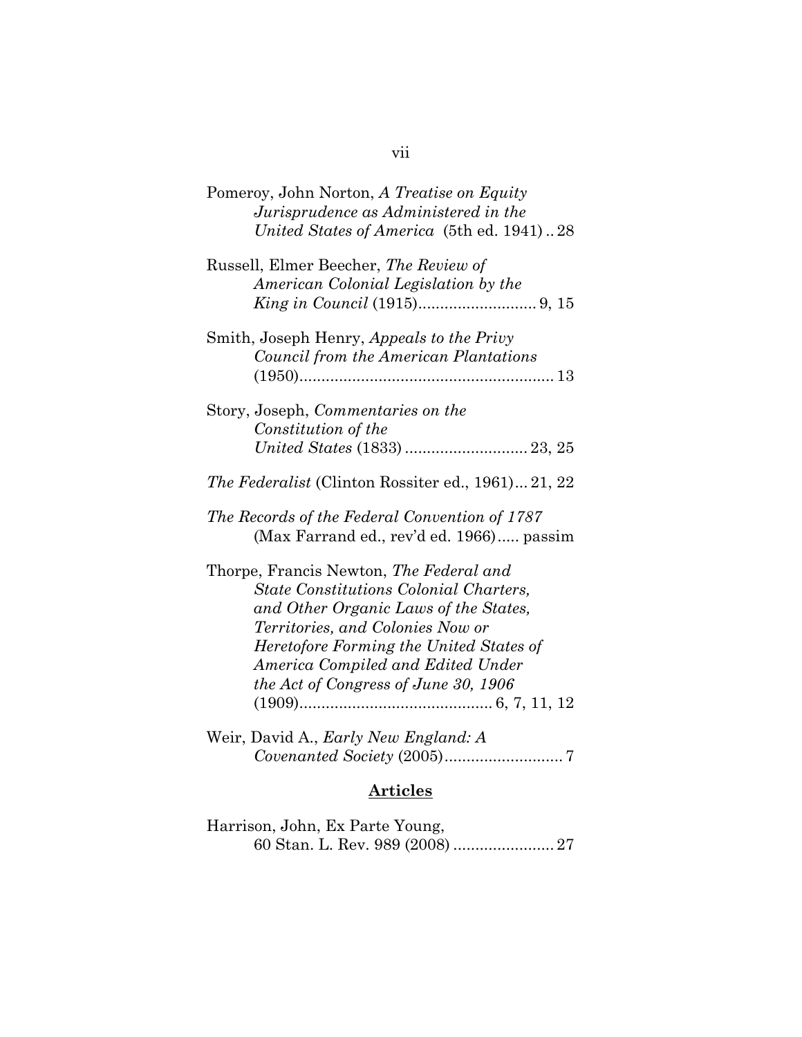Pomeroy, John Norton, *A Treatise on Equity Jurisprudence as Administered in the United States of America* (5th ed. 1941) .. 28

Russell, Elmer Beecher, *The Review of American Colonial Legislation by the King in Council* (1915)........................... 9, 15

Smith, Joseph Henry, *Appeals to the Privy Council from the American Plantations* (1950).......................................................... 13

Story, Joseph, *Commentaries on the Constitution of the United States* (1833) ............................ 23, 25

*The Federalist* (Clinton Rossiter ed., 1961)... 21, 22

*The Records of the Federal Convention of 1787* (Max Farrand ed., rev'd ed. 1966)..... passim

Thorpe, Francis Newton, *The Federal and State Constitutions Colonial Charters, and Other Organic Laws of the States, Territories, and Colonies Now or Heretofore Forming the United States of America Compiled and Edited Under the Act of Congress of June 30, 1906* (1909)............................................ 6, 7, 11, 12

Weir, David A., *Early New England: A Covenanted Society* (2005)........................... 7

## Articles

Harrison, John, Ex Parte Young, 60 Stan. L. Rev. 989 (2008) ....................... 27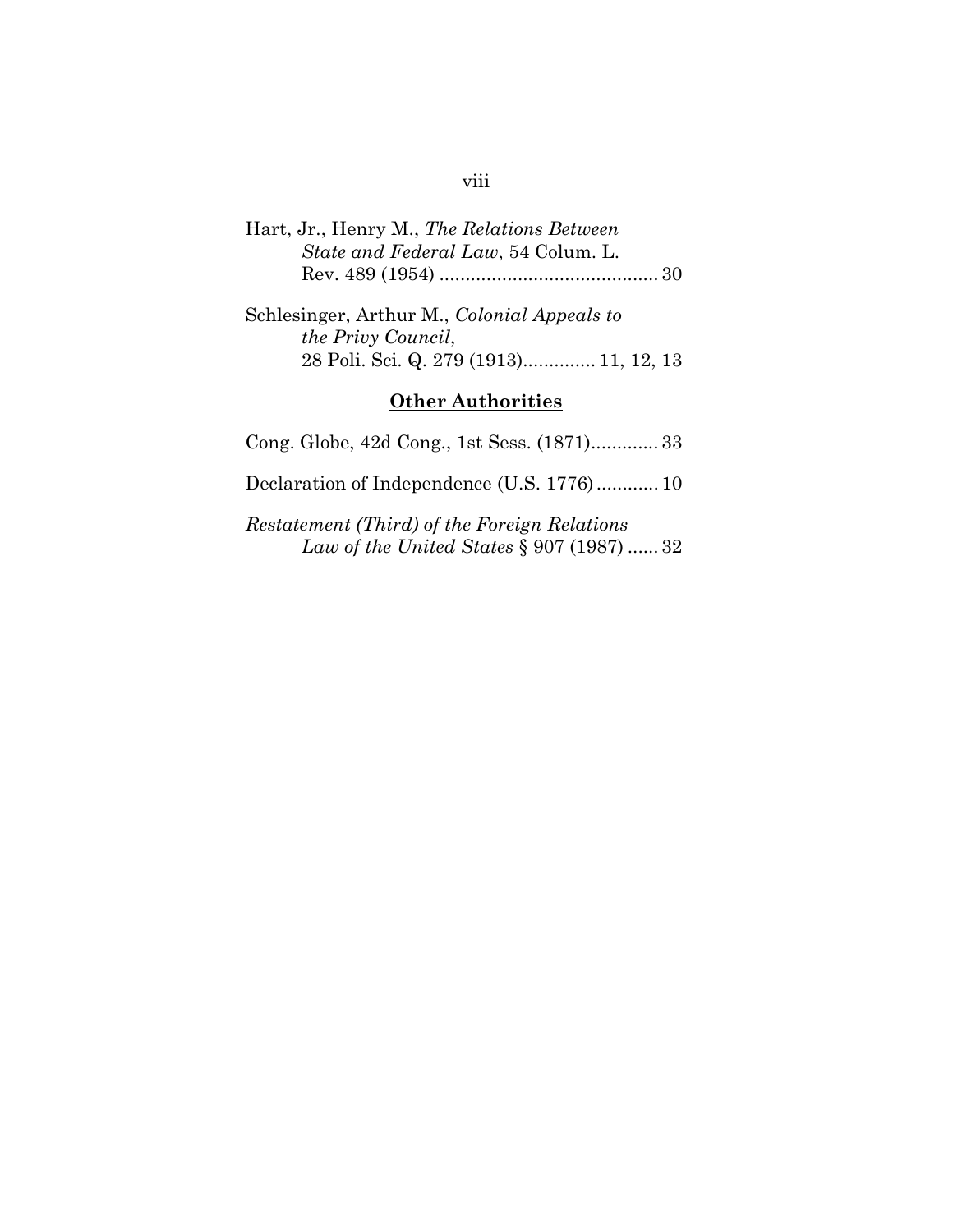Hart, Jr., Henry M., *The Relations Between State and Federal Law*, 54 Colum. L. Rev. 489 (1954) .......................................... 30

Schlesinger, Arthur M., *Colonial Appeals to the Privy Council*, 28 Poli. Sci. Q. 279 (1913).............. 11, 12, 13

## Other Authorities

Cong. Globe, 42d Cong., 1st Sess. (1871)............. 33

Declaration of Independence (U.S. 1776)............ 10

*Restatement (Third) of the Foreign Relations Law of the United States* § 907 (1987) ...... 32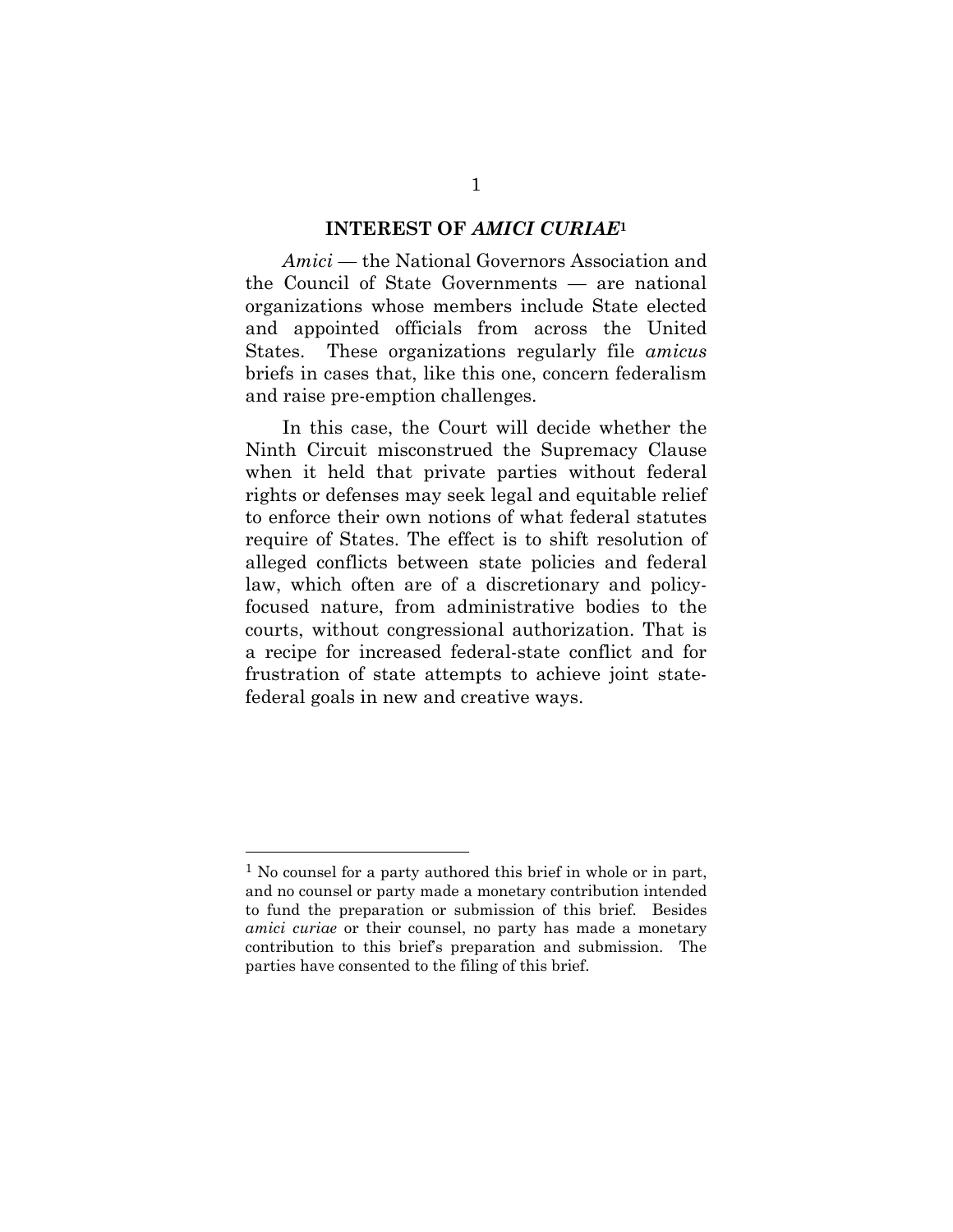## INTEREST OF *AMICI CURIAE*[1]

*Amici* — the National Governors Association and the Council of State Governments — are national organizations whose members include State elected and appointed officials from across the United States. These organizations regularly file *amicus* briefs in cases that, like this one, concern federalism and raise pre-emption challenges.

In this case, the Court will decide whether the Ninth Circuit misconstrued the Supremacy Clause when it held that private parties without federal rights or defenses may seek legal and equitable relief to enforce their own notions of what federal statutes require of States. The effect is to shift resolution of alleged conflicts between state policies and federal law, which often are of a discretionary and policy-focused nature, from administrative bodies to the courts, without congressional authorization. That is a recipe for increased federal-state conflict and for frustration of state attempts to achieve joint state-federal goals in new and creative ways.

---

[1] No counsel for a party authored this brief in whole or in part, and no counsel or party made a monetary contribution intended to fund the preparation or submission of this brief. Besides *amici curiae* or their counsel, no party has made a monetary contribution to this brief's preparation and submission. The parties have consented to the filing of this brief.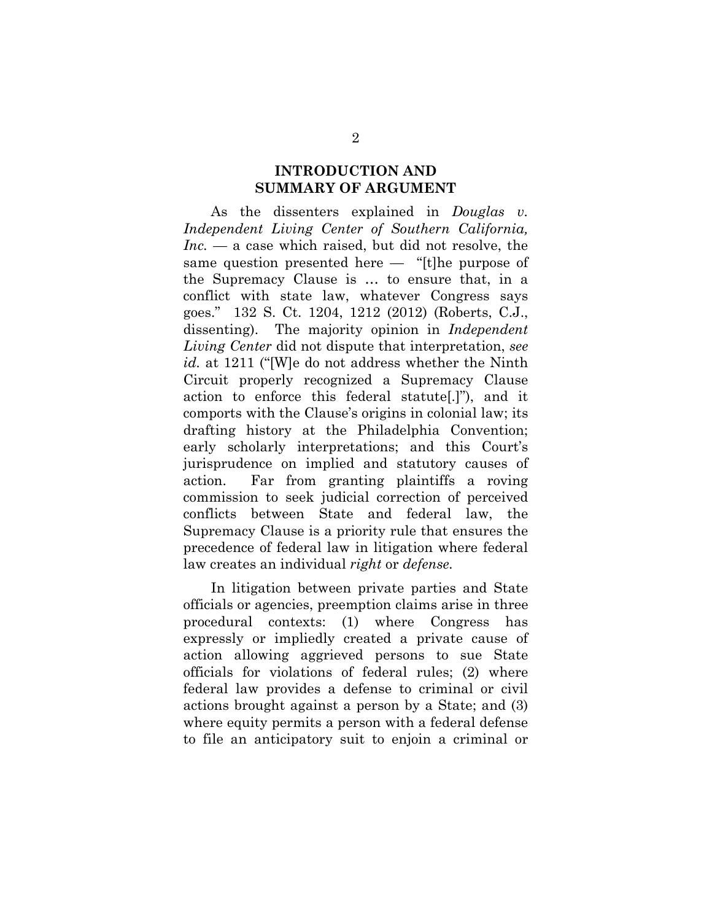## INTRODUCTION AND SUMMARY OF ARGUMENT

As the dissenters explained in *Douglas v. Independent Living Center of Southern California, Inc.* — a case which raised, but did not resolve, the same question presented here — "[t]he purpose of the Supremacy Clause is … to ensure that, in a conflict with state law, whatever Congress says goes." 132 S. Ct. 1204, 1212 (2012) (Roberts, C.J., dissenting). The majority opinion in *Independent Living Center* did not dispute that interpretation, *see id.* at 1211 ("[W]e do not address whether the Ninth Circuit properly recognized a Supremacy Clause action to enforce this federal statute[.]"), and it comports with the Clause's origins in colonial law; its drafting history at the Philadelphia Convention; early scholarly interpretations; and this Court's jurisprudence on implied and statutory causes of action. Far from granting plaintiffs a roving commission to seek judicial correction of perceived conflicts between State and federal law, the Supremacy Clause is a priority rule that ensures the precedence of federal law in litigation where federal law creates an individual *right* or *defense.*

In litigation between private parties and State officials or agencies, preemption claims arise in three procedural contexts: (1) where Congress has expressly or impliedly created a private cause of action allowing aggrieved persons to sue State officials for violations of federal rules; (2) where federal law provides a defense to criminal or civil actions brought against a person by a State; and (3) where equity permits a person with a federal defense to file an anticipatory suit to enjoin a criminal or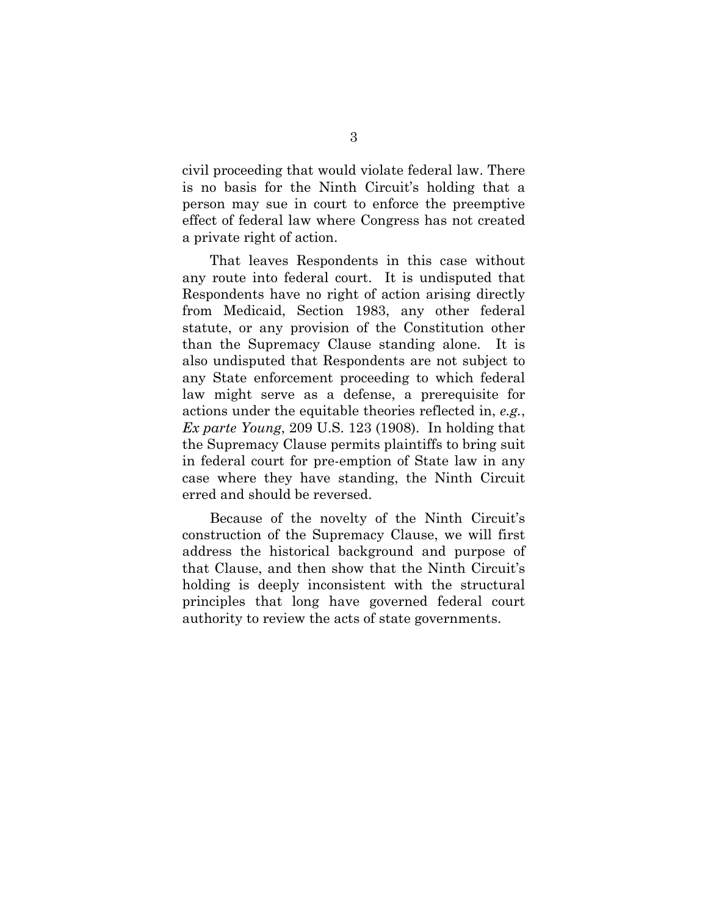civil proceeding that would violate federal law. There is no basis for the Ninth Circuit's holding that a person may sue in court to enforce the preemptive effect of federal law where Congress has not created a private right of action.

That leaves Respondents in this case without any route into federal court. It is undisputed that Respondents have no right of action arising directly from Medicaid, Section 1983, any other federal statute, or any provision of the Constitution other than the Supremacy Clause standing alone. It is also undisputed that Respondents are not subject to any State enforcement proceeding to which federal law might serve as a defense, a prerequisite for actions under the equitable theories reflected in, *e.g.*, *Ex parte Young*, 209 U.S. 123 (1908). In holding that the Supremacy Clause permits plaintiffs to bring suit in federal court for pre-emption of State law in any case where they have standing, the Ninth Circuit erred and should be reversed.

Because of the novelty of the Ninth Circuit's construction of the Supremacy Clause, we will first address the historical background and purpose of that Clause, and then show that the Ninth Circuit's holding is deeply inconsistent with the structural principles that long have governed federal court authority to review the acts of state governments.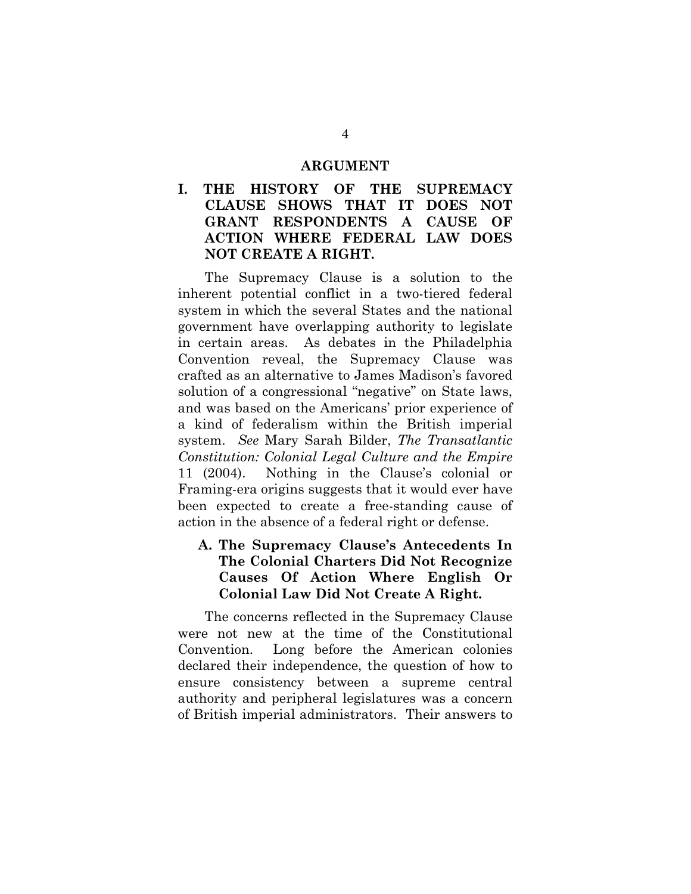# ARGUMENT

## I. THE HISTORY OF THE SUPREMACY CLAUSE SHOWS THAT IT DOES NOT GRANT RESPONDENTS A CAUSE OF ACTION WHERE FEDERAL LAW DOES NOT CREATE A RIGHT.

The Supremacy Clause is a solution to the inherent potential conflict in a two-tiered federal system in which the several States and the national government have overlapping authority to legislate in certain areas. As debates in the Philadelphia Convention reveal, the Supremacy Clause was crafted as an alternative to James Madison's favored solution of a congressional "negative" on State laws, and was based on the Americans' prior experience of a kind of federalism within the British imperial system. *See* Mary Sarah Bilder, *The Transatlantic Constitution: Colonial Legal Culture and the Empire* 11 (2004). Nothing in the Clause's colonial or Framing-era origins suggests that it would ever have been expected to create a free-standing cause of action in the absence of a federal right or defense.

### A. The Supremacy Clause's Antecedents In The Colonial Charters Did Not Recognize Causes Of Action Where English Or Colonial Law Did Not Create A Right.

The concerns reflected in the Supremacy Clause were not new at the time of the Constitutional Convention. Long before the American colonies declared their independence, the question of how to ensure consistency between a supreme central authority and peripheral legislatures was a concern of British imperial administrators. Their answers to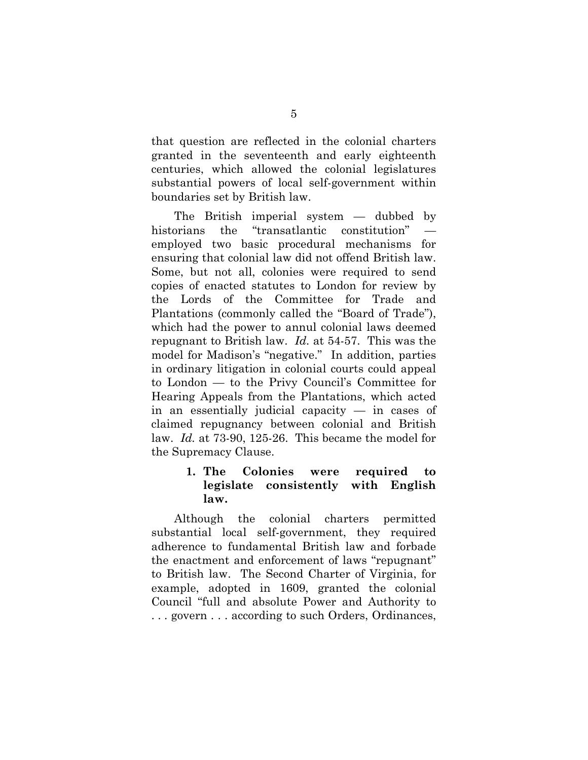that question are reflected in the colonial charters granted in the seventeenth and early eighteenth centuries, which allowed the colonial legislatures substantial powers of local self-government within boundaries set by British law.

The British imperial system — dubbed by historians the "transatlantic constitution" — employed two basic procedural mechanisms for ensuring that colonial law did not offend British law. Some, but not all, colonies were required to send copies of enacted statutes to London for review by the Lords of the Committee for Trade and Plantations (commonly called the "Board of Trade"), which had the power to annul colonial laws deemed repugnant to British law. *Id.* at 54-57. This was the model for Madison's "negative." In addition, parties in ordinary litigation in colonial courts could appeal to London — to the Privy Council's Committee for Hearing Appeals from the Plantations, which acted in an essentially judicial capacity — in cases of claimed repugnancy between colonial and British law. *Id.* at 73-90, 125-26. This became the model for the Supremacy Clause.

### 1. The Colonies were required to legislate consistently with English law.

Although the colonial charters permitted substantial local self-government, they required adherence to fundamental British law and forbade the enactment and enforcement of laws "repugnant" to British law. The Second Charter of Virginia, for example, adopted in 1609, granted the colonial Council "full and absolute Power and Authority to . . . govern . . . according to such Orders, Ordinances,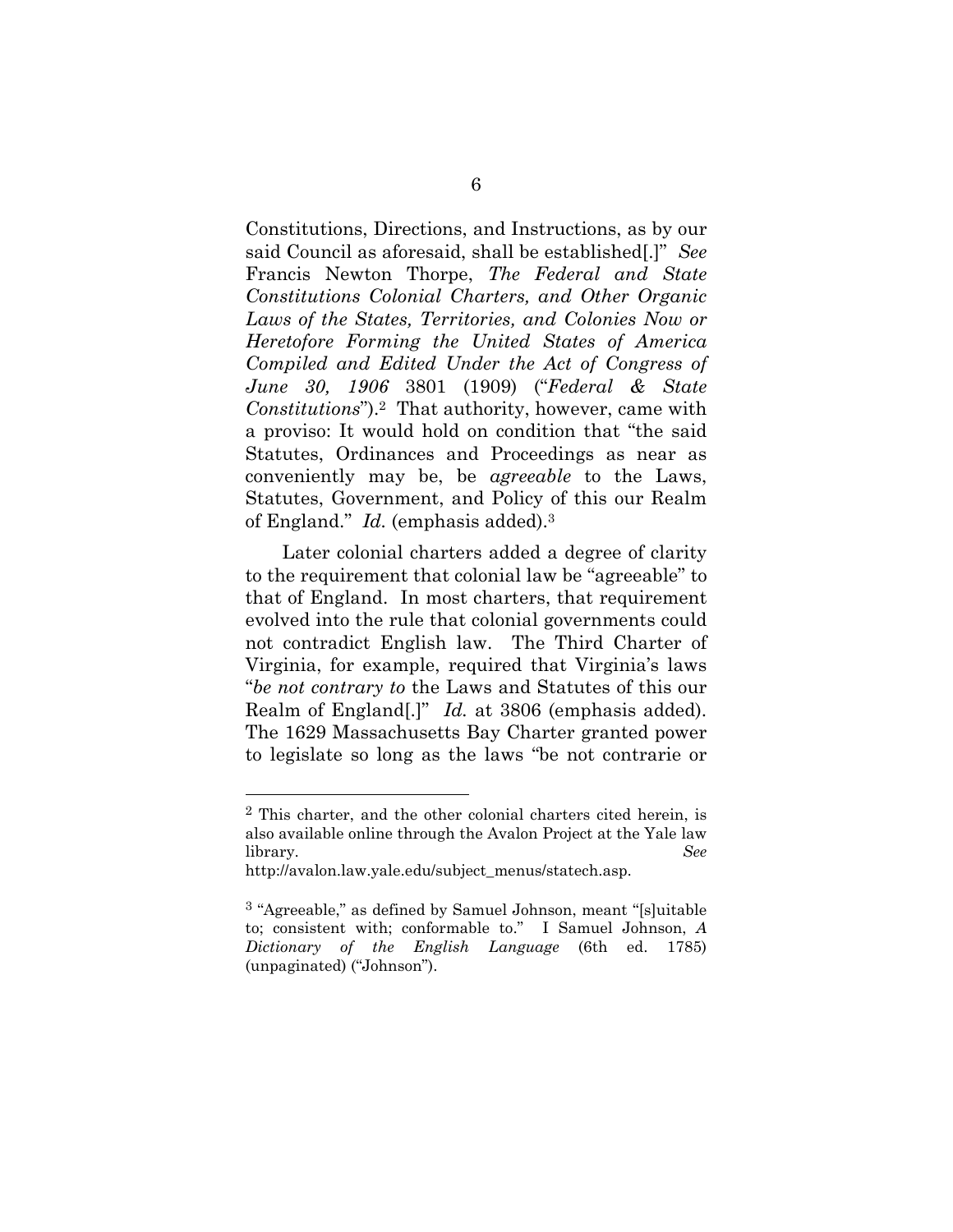Constitutions, Directions, and Instructions, as by our said Council as aforesaid, shall be established[.]" *See* Francis Newton Thorpe, *The Federal and State Constitutions Colonial Charters, and Other Organic Laws of the States, Territories, and Colonies Now or Heretofore Forming the United States of America Compiled and Edited Under the Act of Congress of June 30, 1906* 3801 (1909) ("*Federal & State Constitutions*").[2] That authority, however, came with a proviso: It would hold on condition that "the said Statutes, Ordinances and Proceedings as near as conveniently may be, be *agreeable* to the Laws, Statutes, Government, and Policy of this our Realm of England." *Id.* (emphasis added).[3]

Later colonial charters added a degree of clarity to the requirement that colonial law be "agreeable" to that of England. In most charters, that requirement evolved into the rule that colonial governments could not contradict English law. The Third Charter of Virginia, for example, required that Virginia's laws "*be not contrary to* the Laws and Statutes of this our Realm of England[.]" *Id.* at 3806 (emphasis added). The 1629 Massachusetts Bay Charter granted power to legislate so long as the laws "be not contrarie or

---

[2] This charter, and the other colonial charters cited herein, is also available online through the Avalon Project at the Yale law library. *See* http://avalon.law.yale.edu/subject_menus/statech.asp.

[3] "Agreeable," as defined by Samuel Johnson, meant "[s]uitable to; consistent with; conformable to." I Samuel Johnson, *A Dictionary of the English Language* (6th ed. 1785) (unpaginated) ("Johnson").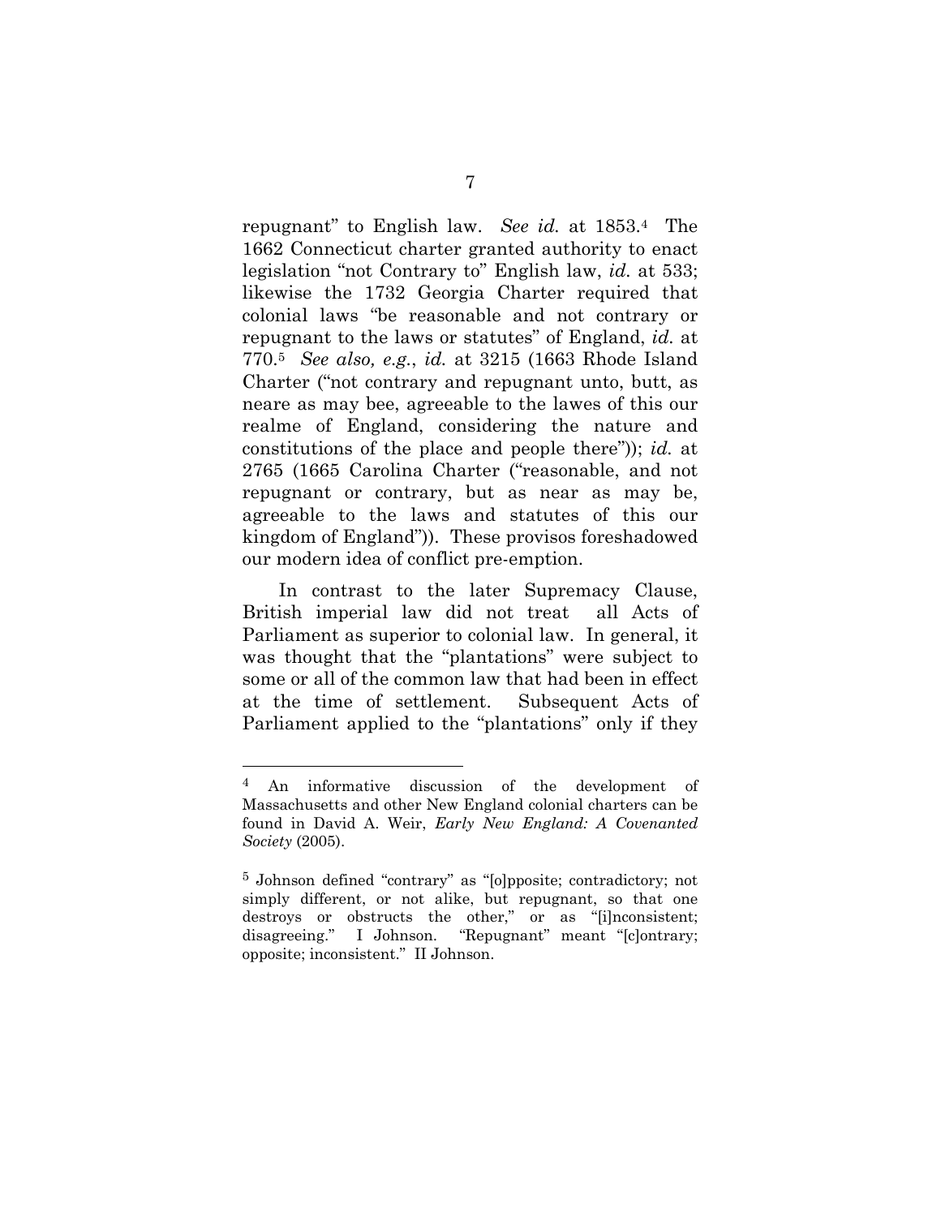repugnant" to English law. *See id.* at 1853.[4] The 1662 Connecticut charter granted authority to enact legislation "not Contrary to" English law, *id.* at 533; likewise the 1732 Georgia Charter required that colonial laws "be reasonable and not contrary or repugnant to the laws or statutes" of England, *id.* at 770.[5] *See also, e.g.*, *id.* at 3215 (1663 Rhode Island Charter ("not contrary and repugnant unto, butt, as neare as may bee, agreeable to the lawes of this our realme of England, considering the nature and constitutions of the place and people there")); *id.* at 2765 (1665 Carolina Charter ("reasonable, and not repugnant or contrary, but as near as may be, agreeable to the laws and statutes of this our kingdom of England")). These provisos foreshadowed our modern idea of conflict pre-emption.

In contrast to the later Supremacy Clause, British imperial law did not treat all Acts of Parliament as superior to colonial law. In general, it was thought that the "plantations" were subject to some or all of the common law that had been in effect at the time of settlement. Subsequent Acts of Parliament applied to the "plantations" only if they

---

[4] An informative discussion of the development of Massachusetts and other New England colonial charters can be found in David A. Weir, *Early New England: A Covenanted Society* (2005).

[5] Johnson defined "contrary" as "[o]pposite; contradictory; not simply different, or not alike, but repugnant, so that one destroys or obstructs the other," or as "[i]nconsistent; disagreeing." I Johnson. "Repugnant" meant "[c]ontrary; opposite; inconsistent." II Johnson.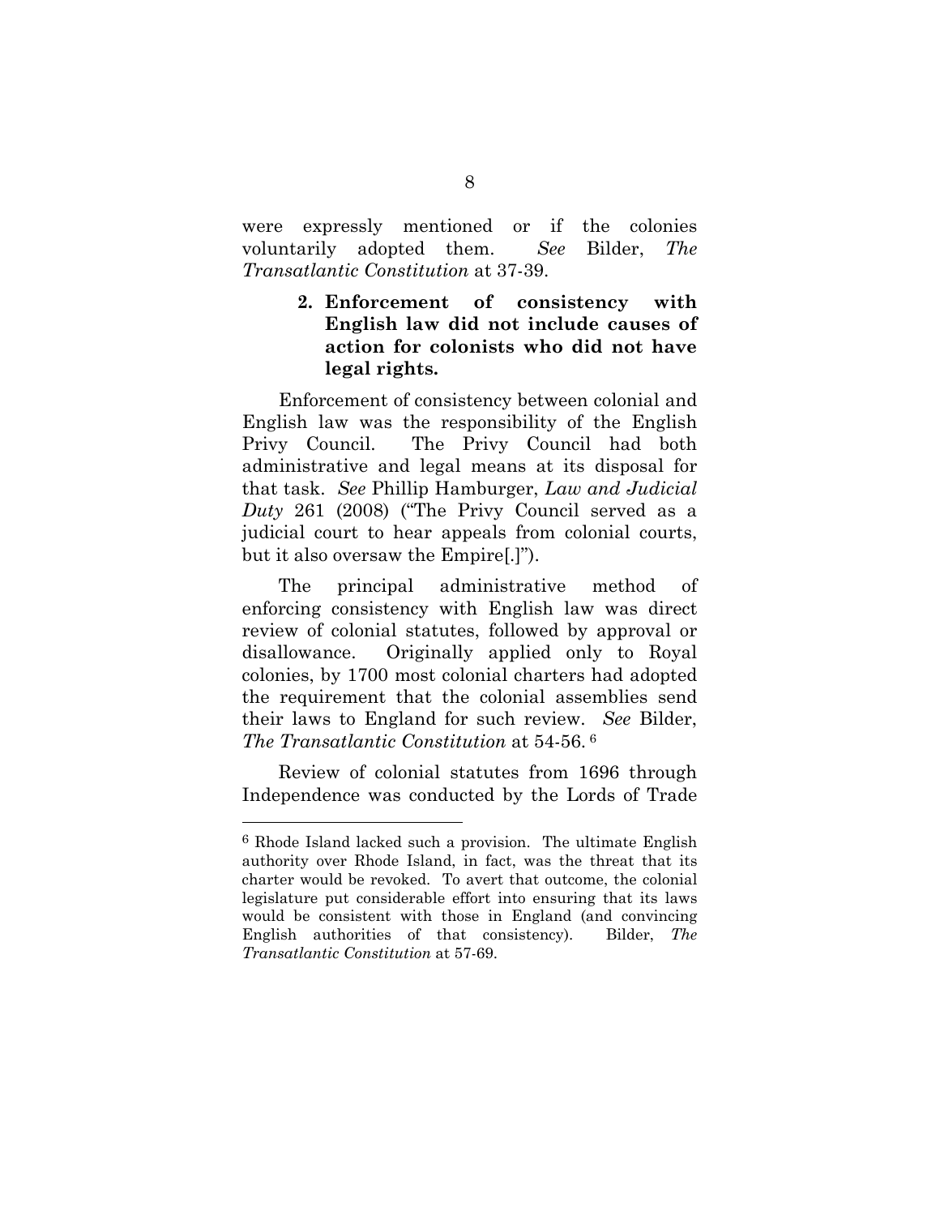were expressly mentioned or if the colonies voluntarily adopted them. *See* Bilder, *The Transatlantic Constitution* at 37-39.

### 2. Enforcement of consistency with English law did not include causes of action for colonists who did not have legal rights.

Enforcement of consistency between colonial and English law was the responsibility of the English Privy Council. The Privy Council had both administrative and legal means at its disposal for that task. *See* Phillip Hamburger, *Law and Judicial Duty* 261 (2008) ("The Privy Council served as a judicial court to hear appeals from colonial courts, but it also oversaw the Empire[.]").

The principal administrative method of enforcing consistency with English law was direct review of colonial statutes, followed by approval or disallowance. Originally applied only to Royal colonies, by 1700 most colonial charters had adopted the requirement that the colonial assemblies send their laws to England for such review. *See* Bilder, *The Transatlantic Constitution* at 54-56.[6]

Review of colonial statutes from 1696 through Independence was conducted by the Lords of Trade

---

[6] Rhode Island lacked such a provision. The ultimate English authority over Rhode Island, in fact, was the threat that its charter would be revoked. To avert that outcome, the colonial legislature put considerable effort into ensuring that its laws would be consistent with those in England (and convincing English authorities of that consistency). Bilder, *The Transatlantic Constitution* at 57-69.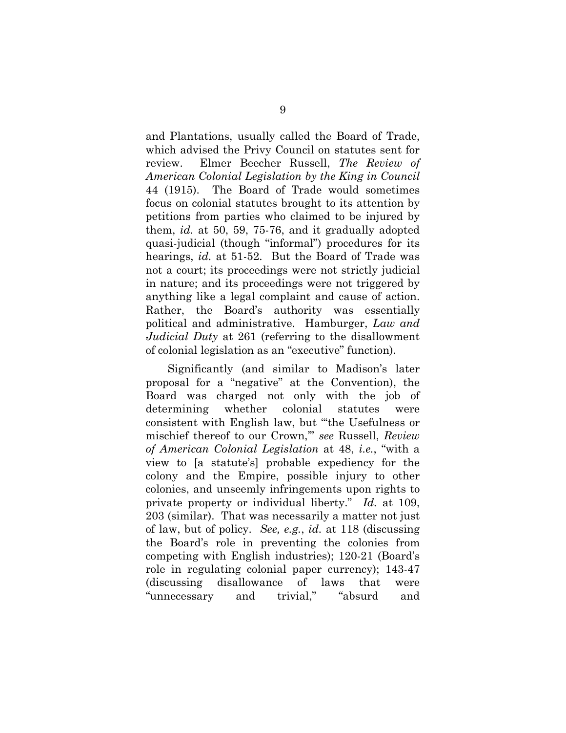and Plantations, usually called the Board of Trade, which advised the Privy Council on statutes sent for review. Elmer Beecher Russell, *The Review of American Colonial Legislation by the King in Council* 44 (1915). The Board of Trade would sometimes focus on colonial statutes brought to its attention by petitions from parties who claimed to be injured by them, *id.* at 50, 59, 75-76, and it gradually adopted quasi-judicial (though "informal") procedures for its hearings, *id.* at 51-52. But the Board of Trade was not a court; its proceedings were not strictly judicial in nature; and its proceedings were not triggered by anything like a legal complaint and cause of action. Rather, the Board's authority was essentially political and administrative. Hamburger, *Law and Judicial Duty* at 261 (referring to the disallowment of colonial legislation as an "executive" function).

Significantly (and similar to Madison's later proposal for a "negative" at the Convention), the Board was charged not only with the job of determining whether colonial statutes were consistent with English law, but "'the Usefulness or mischief thereof to our Crown,'" *see* Russell, *Review of American Colonial Legislation* at 48, *i.e.*, "with a view to [a statute's] probable expediency for the colony and the Empire, possible injury to other colonies, and unseemly infringements upon rights to private property or individual liberty." *Id.* at 109, 203 (similar). That was necessarily a matter not just of law, but of policy. *See, e.g.*, *id.* at 118 (discussing the Board's role in preventing the colonies from competing with English industries); 120-21 (Board's role in regulating colonial paper currency); 143-47 (discussing disallowance of laws that were "unnecessary and trivial," "absurd and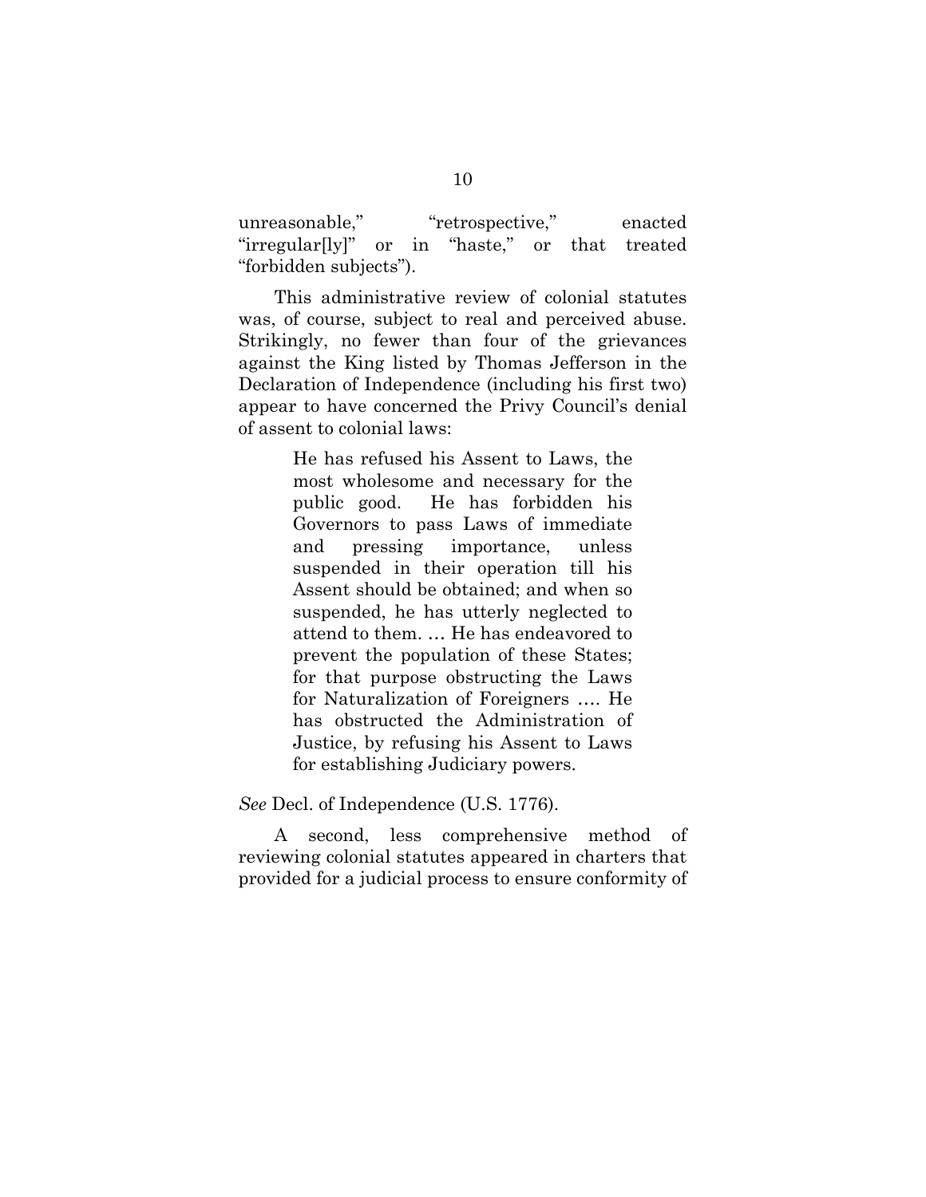unreasonable," "retrospective," enacted "irregular[ly]" or in "haste," or that treated "forbidden subjects").

This administrative review of colonial statutes was, of course, subject to real and perceived abuse. Strikingly, no fewer than four of the grievances against the King listed by Thomas Jefferson in the Declaration of Independence (including his first two) appear to have concerned the Privy Council's denial of assent to colonial laws:

> He has refused his Assent to Laws, the most wholesome and necessary for the public good. He has forbidden his Governors to pass Laws of immediate and pressing importance, unless suspended in their operation till his Assent should be obtained; and when so suspended, he has utterly neglected to attend to them. … He has endeavored to prevent the population of these States; for that purpose obstructing the Laws for Naturalization of Foreigners …. He has obstructed the Administration of Justice, by refusing his Assent to Laws for establishing Judiciary powers.

*See* Decl. of Independence (U.S. 1776).

A second, less comprehensive method of reviewing colonial statutes appeared in charters that provided for a judicial process to ensure conformity of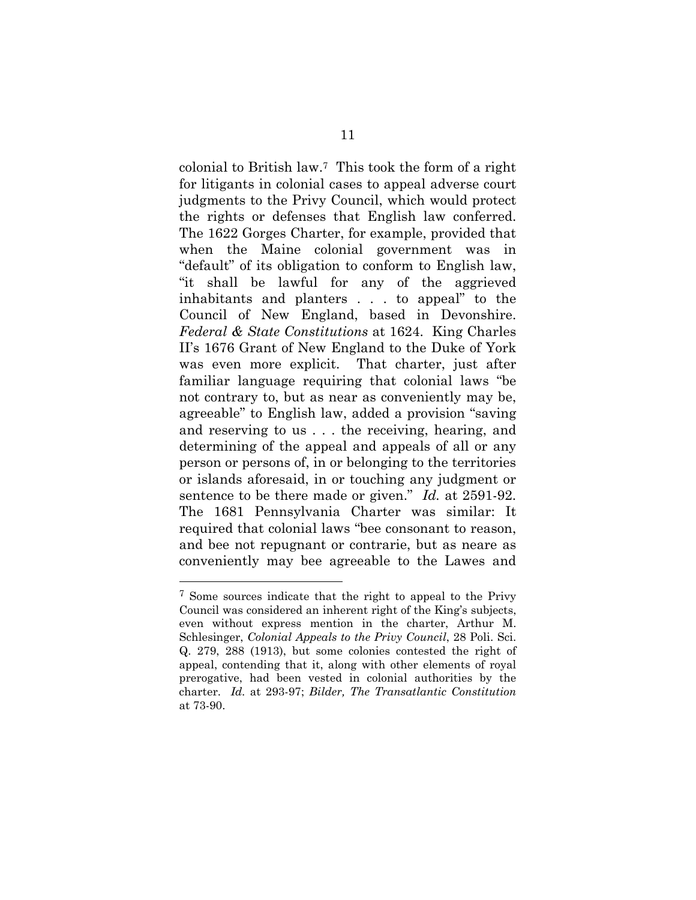colonial to British law.[7] This took the form of a right for litigants in colonial cases to appeal adverse court judgments to the Privy Council, which would protect the rights or defenses that English law conferred. The 1622 Gorges Charter, for example, provided that when the Maine colonial government was in "default" of its obligation to conform to English law, "it shall be lawful for any of the aggrieved inhabitants and planters . . . to appeal" to the Council of New England, based in Devonshire. *Federal & State Constitutions* at 1624. King Charles II's 1676 Grant of New England to the Duke of York was even more explicit. That charter, just after familiar language requiring that colonial laws "be not contrary to, but as near as conveniently may be, agreeable" to English law, added a provision "saving and reserving to us . . . the receiving, hearing, and determining of the appeal and appeals of all or any person or persons of, in or belonging to the territories or islands aforesaid, in or touching any judgment or sentence to be there made or given." *Id.* at 2591-92. The 1681 Pennsylvania Charter was similar: It required that colonial laws "bee consonant to reason, and bee not repugnant or contrarie, but as neare as conveniently may bee agreeable to the Lawes and

---

[7] Some sources indicate that the right to appeal to the Privy Council was considered an inherent right of the King's subjects, even without express mention in the charter, Arthur M. Schlesinger, *Colonial Appeals to the Privy Council*, 28 Poli. Sci. Q. 279, 288 (1913), but some colonies contested the right of appeal, contending that it, along with other elements of royal prerogative, had been vested in colonial authorities by the charter. *Id.* at 293-97; *Bilder, The Transatlantic Constitution* at 73-90.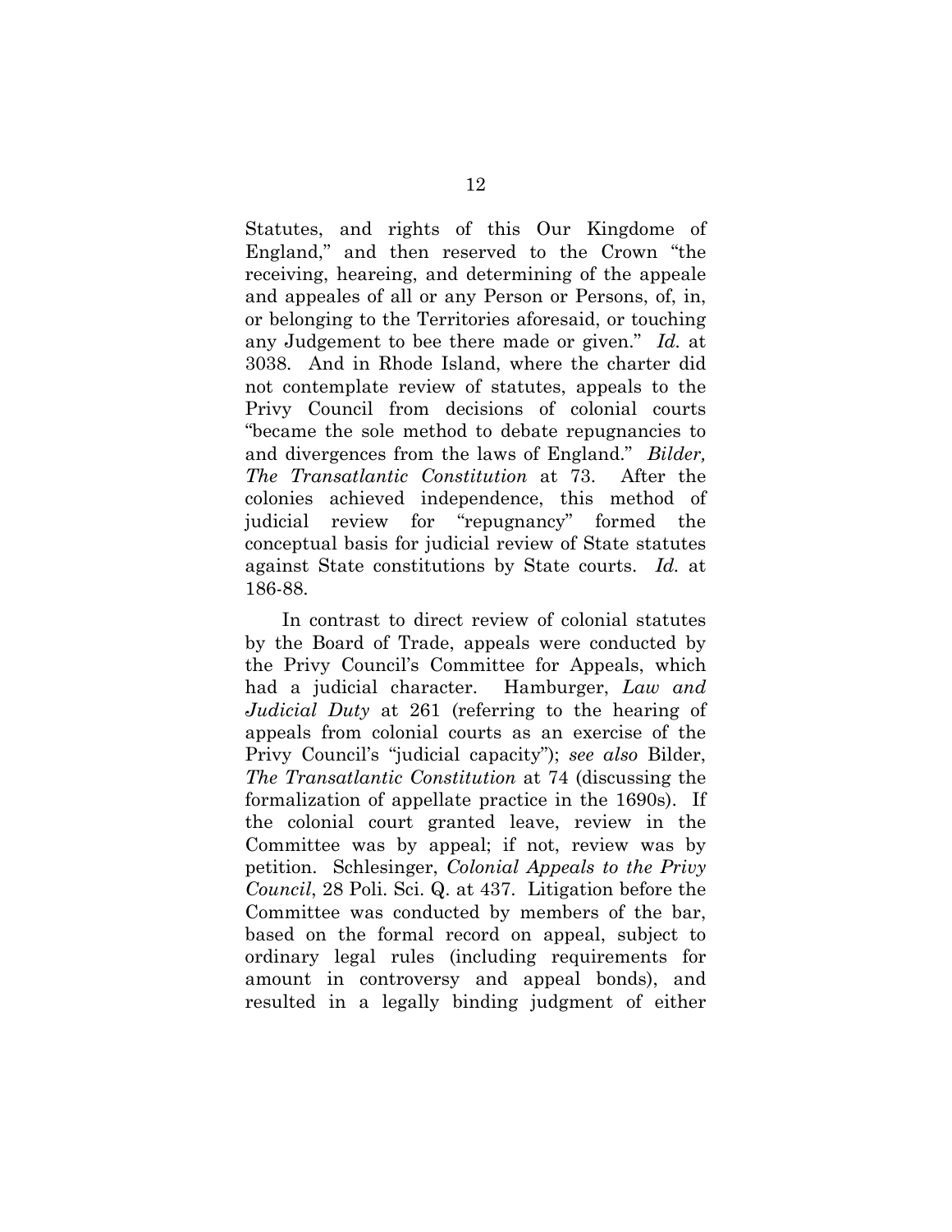Statutes, and rights of this Our Kingdome of England," and then reserved to the Crown "the receiving, heareing, and determining of the appeale and appeales of all or any Person or Persons, of, in, or belonging to the Territories aforesaid, or touching any Judgement to bee there made or given." *Id.* at 3038. And in Rhode Island, where the charter did not contemplate review of statutes, appeals to the Privy Council from decisions of colonial courts "became the sole method to debate repugnancies to and divergences from the laws of England." *Bilder, The Transatlantic Constitution* at 73. After the colonies achieved independence, this method of judicial review for "repugnancy" formed the conceptual basis for judicial review of State statutes against State constitutions by State courts. *Id.* at 186-88.

In contrast to direct review of colonial statutes by the Board of Trade, appeals were conducted by the Privy Council's Committee for Appeals, which had a judicial character. Hamburger, *Law and Judicial Duty* at 261 (referring to the hearing of appeals from colonial courts as an exercise of the Privy Council's "judicial capacity"); *see also* Bilder, *The Transatlantic Constitution* at 74 (discussing the formalization of appellate practice in the 1690s). If the colonial court granted leave, review in the Committee was by appeal; if not, review was by petition. Schlesinger, *Colonial Appeals to the Privy Council*, 28 Poli. Sci. Q. at 437. Litigation before the Committee was conducted by members of the bar, based on the formal record on appeal, subject to ordinary legal rules (including requirements for amount in controversy and appeal bonds), and resulted in a legally binding judgment of either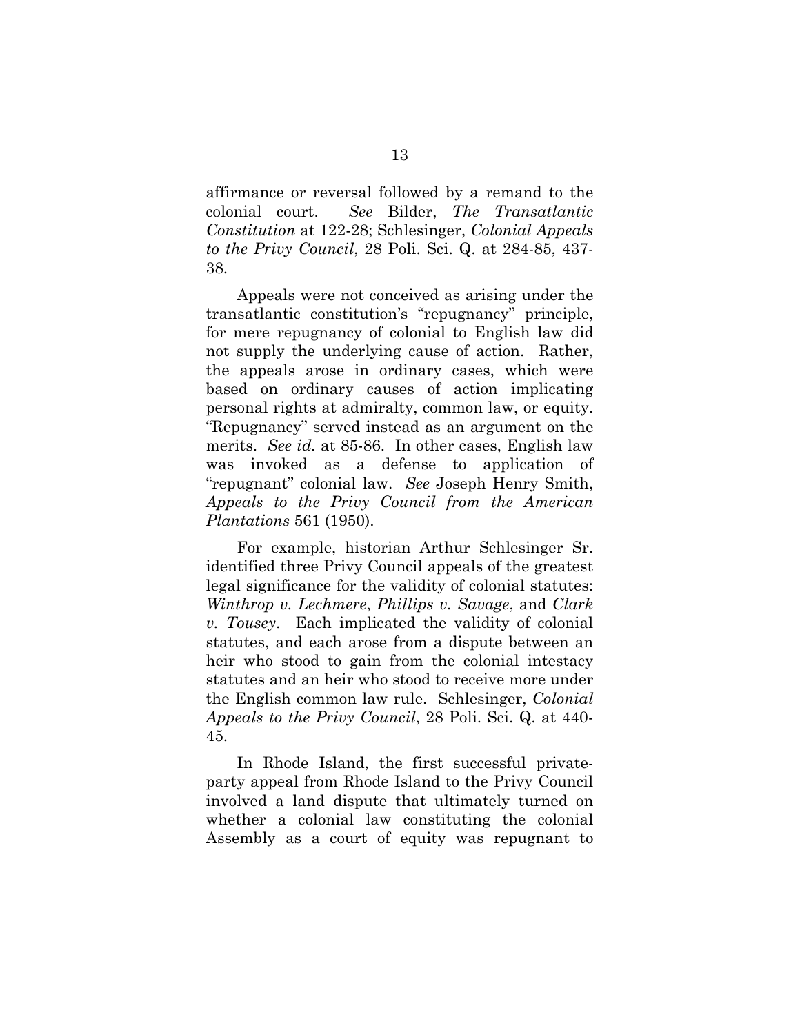affirmance or reversal followed by a remand to the colonial court. *See* Bilder, *The Transatlantic Constitution* at 122-28; Schlesinger, *Colonial Appeals to the Privy Council*, 28 Poli. Sci. Q. at 284-85, 437-38.

Appeals were not conceived as arising under the transatlantic constitution's "repugnancy" principle, for mere repugnancy of colonial to English law did not supply the underlying cause of action. Rather, the appeals arose in ordinary cases, which were based on ordinary causes of action implicating personal rights at admiralty, common law, or equity. "Repugnancy" served instead as an argument on the merits. *See id.* at 85-86. In other cases, English law was invoked as a defense to application of "repugnant" colonial law. *See* Joseph Henry Smith, *Appeals to the Privy Council from the American Plantations* 561 (1950).

For example, historian Arthur Schlesinger Sr. identified three Privy Council appeals of the greatest legal significance for the validity of colonial statutes: *Winthrop v. Lechmere*, *Phillips v. Savage*, and *Clark v. Tousey*. Each implicated the validity of colonial statutes, and each arose from a dispute between an heir who stood to gain from the colonial intestacy statutes and an heir who stood to receive more under the English common law rule. Schlesinger, *Colonial Appeals to the Privy Council*, 28 Poli. Sci. Q. at 440-45.

In Rhode Island, the first successful private-party appeal from Rhode Island to the Privy Council involved a land dispute that ultimately turned on whether a colonial law constituting the colonial Assembly as a court of equity was repugnant to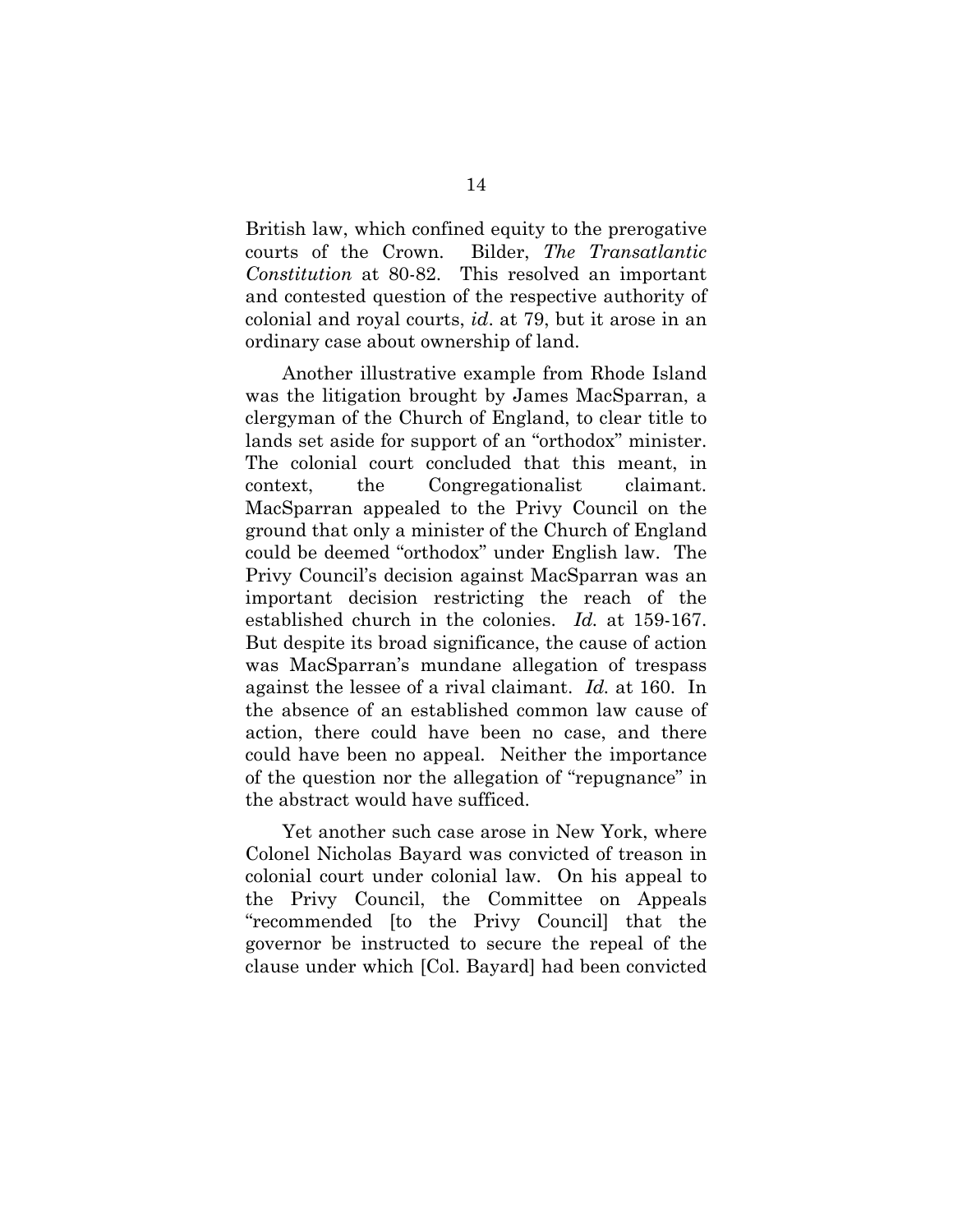British law, which confined equity to the prerogative courts of the Crown. Bilder, *The Transatlantic Constitution* at 80-82. This resolved an important and contested question of the respective authority of colonial and royal courts, *id*. at 79, but it arose in an ordinary case about ownership of land.

Another illustrative example from Rhode Island was the litigation brought by James MacSparran, a clergyman of the Church of England, to clear title to lands set aside for support of an "orthodox" minister. The colonial court concluded that this meant, in context, the Congregationalist claimant. MacSparran appealed to the Privy Council on the ground that only a minister of the Church of England could be deemed "orthodox" under English law. The Privy Council's decision against MacSparran was an important decision restricting the reach of the established church in the colonies. *Id.* at 159-167. But despite its broad significance, the cause of action was MacSparran's mundane allegation of trespass against the lessee of a rival claimant. *Id.* at 160. In the absence of an established common law cause of action, there could have been no case, and there could have been no appeal. Neither the importance of the question nor the allegation of "repugnance" in the abstract would have sufficed.

Yet another such case arose in New York, where Colonel Nicholas Bayard was convicted of treason in colonial court under colonial law. On his appeal to the Privy Council, the Committee on Appeals "recommended [to the Privy Council] that the governor be instructed to secure the repeal of the clause under which [Col. Bayard] had been convicted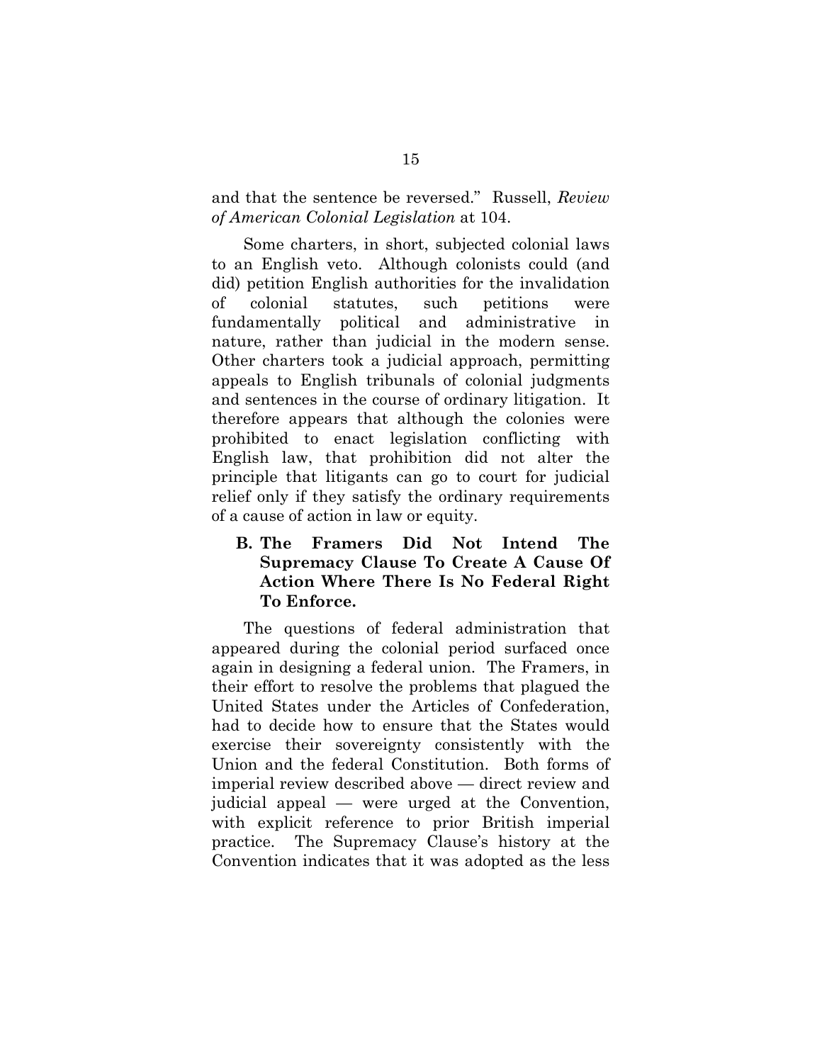and that the sentence be reversed." Russell, *Review of American Colonial Legislation* at 104.

Some charters, in short, subjected colonial laws to an English veto. Although colonists could (and did) petition English authorities for the invalidation of colonial statutes, such petitions were fundamentally political and administrative in nature, rather than judicial in the modern sense. Other charters took a judicial approach, permitting appeals to English tribunals of colonial judgments and sentences in the course of ordinary litigation. It therefore appears that although the colonies were prohibited to enact legislation conflicting with English law, that prohibition did not alter the principle that litigants can go to court for judicial relief only if they satisfy the ordinary requirements of a cause of action in law or equity.

### B. The Framers Did Not Intend The Supremacy Clause To Create A Cause Of Action Where There Is No Federal Right To Enforce.

The questions of federal administration that appeared during the colonial period surfaced once again in designing a federal union. The Framers, in their effort to resolve the problems that plagued the United States under the Articles of Confederation, had to decide how to ensure that the States would exercise their sovereignty consistently with the Union and the federal Constitution. Both forms of imperial review described above — direct review and judicial appeal — were urged at the Convention, with explicit reference to prior British imperial practice. The Supremacy Clause's history at the Convention indicates that it was adopted as the less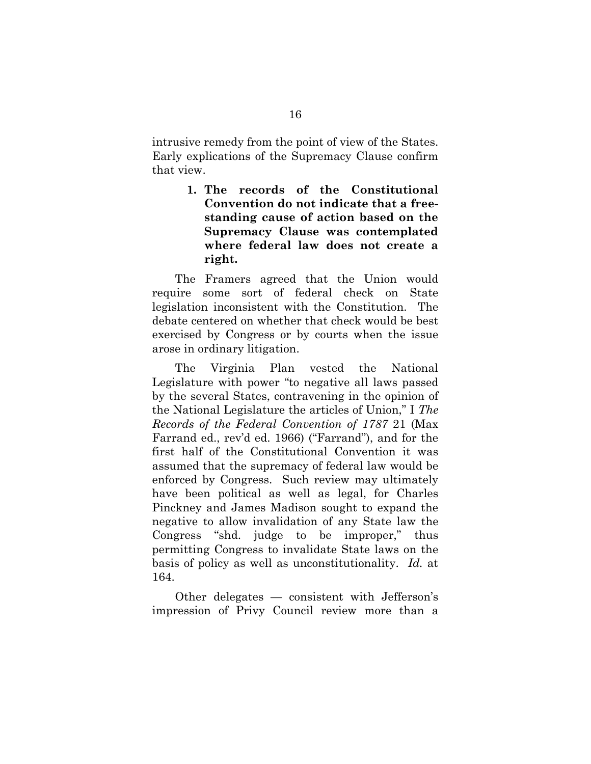intrusive remedy from the point of view of the States. Early explications of the Supremacy Clause confirm that view.

**1. The records of the Constitutional Convention do not indicate that a free-standing cause of action based on the Supremacy Clause was contemplated where federal law does not create a right.**

The Framers agreed that the Union would require some sort of federal check on State legislation inconsistent with the Constitution. The debate centered on whether that check would be best exercised by Congress or by courts when the issue arose in ordinary litigation.

The Virginia Plan vested the National Legislature with power "to negative all laws passed by the several States, contravening in the opinion of the National Legislature the articles of Union," I *The Records of the Federal Convention of 1787* 21 (Max Farrand ed., rev'd ed. 1966) ("Farrand"), and for the first half of the Constitutional Convention it was assumed that the supremacy of federal law would be enforced by Congress. Such review may ultimately have been political as well as legal, for Charles Pinckney and James Madison sought to expand the negative to allow invalidation of any State law the Congress "shd. judge to be improper," thus permitting Congress to invalidate State laws on the basis of policy as well as unconstitutionality. *Id.* at 164.

Other delegates — consistent with Jefferson's impression of Privy Council review more than a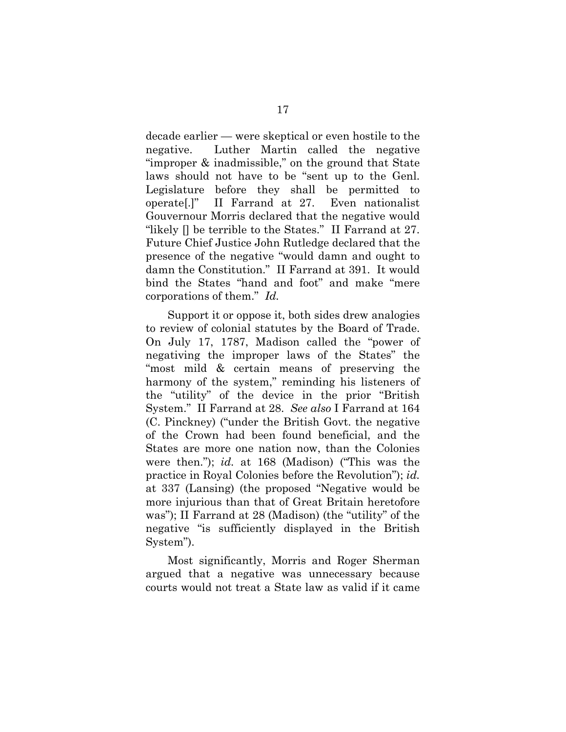decade earlier — were skeptical or even hostile to the negative. Luther Martin called the negative "improper & inadmissible," on the ground that State laws should not have to be "sent up to the Genl. Legislature before they shall be permitted to operate[.]" II Farrand at 27. Even nationalist Gouvernour Morris declared that the negative would "likely [] be terrible to the States." II Farrand at 27. Future Chief Justice John Rutledge declared that the presence of the negative "would damn and ought to damn the Constitution." II Farrand at 391. It would bind the States "hand and foot" and make "mere corporations of them." *Id.*

Support it or oppose it, both sides drew analogies to review of colonial statutes by the Board of Trade. On July 17, 1787, Madison called the "power of negativing the improper laws of the States" the "most mild & certain means of preserving the harmony of the system," reminding his listeners of the "utility" of the device in the prior "British System." II Farrand at 28. *See also* I Farrand at 164 (C. Pinckney) ("under the British Govt. the negative of the Crown had been found beneficial, and the States are more one nation now, than the Colonies were then."); *id.* at 168 (Madison) ("This was the practice in Royal Colonies before the Revolution"); *id.* at 337 (Lansing) (the proposed "Negative would be more injurious than that of Great Britain heretofore was"); II Farrand at 28 (Madison) (the "utility" of the negative "is sufficiently displayed in the British System").

Most significantly, Morris and Roger Sherman argued that a negative was unnecessary because courts would not treat a State law as valid if it came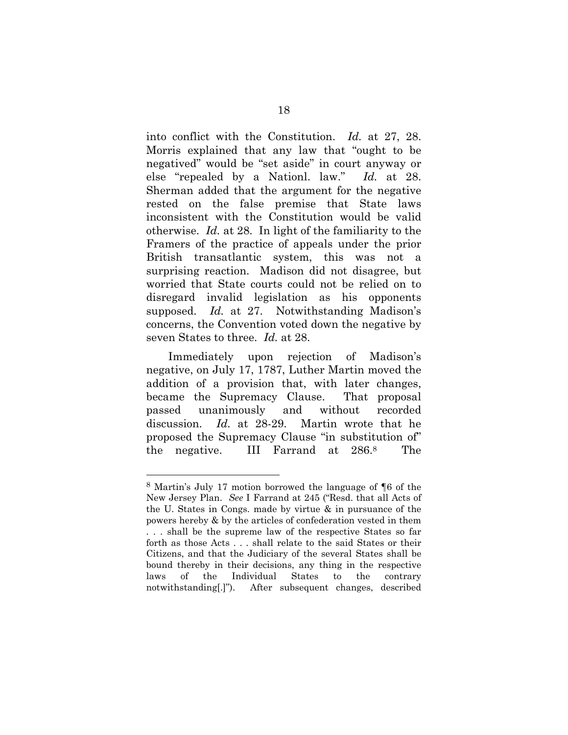into conflict with the Constitution. *Id.* at 27, 28. Morris explained that any law that "ought to be negatived" would be "set aside" in court anyway or else "repealed by a Nationl. law." *Id.* at 28. Sherman added that the argument for the negative rested on the false premise that State laws inconsistent with the Constitution would be valid otherwise. *Id.* at 28. In light of the familiarity to the Framers of the practice of appeals under the prior British transatlantic system, this was not a surprising reaction. Madison did not disagree, but worried that State courts could not be relied on to disregard invalid legislation as his opponents supposed. *Id.* at 27. Notwithstanding Madison's concerns, the Convention voted down the negative by seven States to three. *Id.* at 28.

Immediately upon rejection of Madison's negative, on July 17, 1787, Luther Martin moved the addition of a provision that, with later changes, became the Supremacy Clause. That proposal passed unanimously and without recorded discussion. *Id.* at 28-29. Martin wrote that he proposed the Supremacy Clause "in substitution of" the negative. III Farrand at 286.[8] The

---

[8] Martin's July 17 motion borrowed the language of ¶6 of the New Jersey Plan. *See* I Farrand at 245 ("Resd. that all Acts of the U. States in Congs. made by virtue & in pursuance of the powers hereby & by the articles of confederation vested in them . . . shall be the supreme law of the respective States so far forth as those Acts . . . shall relate to the said States or their Citizens, and that the Judiciary of the several States shall be bound thereby in their decisions, any thing in the respective laws of the Individual States to the contrary notwithstanding[.]"). After subsequent changes, described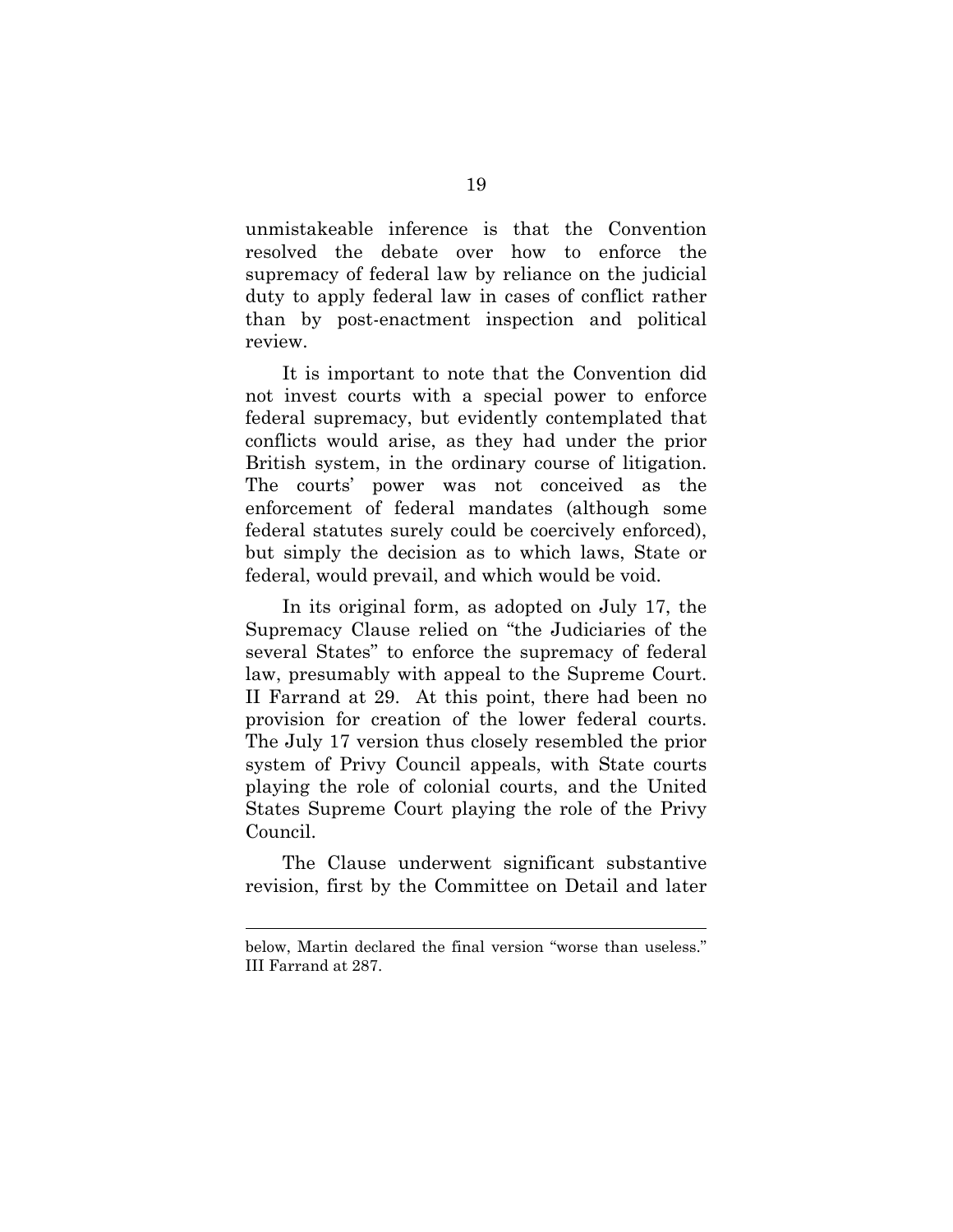unmistakeable inference is that the Convention resolved the debate over how to enforce the supremacy of federal law by reliance on the judicial duty to apply federal law in cases of conflict rather than by post-enactment inspection and political review.

It is important to note that the Convention did not invest courts with a special power to enforce federal supremacy, but evidently contemplated that conflicts would arise, as they had under the prior British system, in the ordinary course of litigation. The courts' power was not conceived as the enforcement of federal mandates (although some federal statutes surely could be coercively enforced), but simply the decision as to which laws, State or federal, would prevail, and which would be void.

In its original form, as adopted on July 17, the Supremacy Clause relied on "the Judiciaries of the several States" to enforce the supremacy of federal law, presumably with appeal to the Supreme Court. II Farrand at 29. At this point, there had been no provision for creation of the lower federal courts. The July 17 version thus closely resembled the prior system of Privy Council appeals, with State courts playing the role of colonial courts, and the United States Supreme Court playing the role of the Privy Council.

The Clause underwent significant substantive revision, first by the Committee on Detail and later

---

below, Martin declared the final version "worse than useless." III Farrand at 287.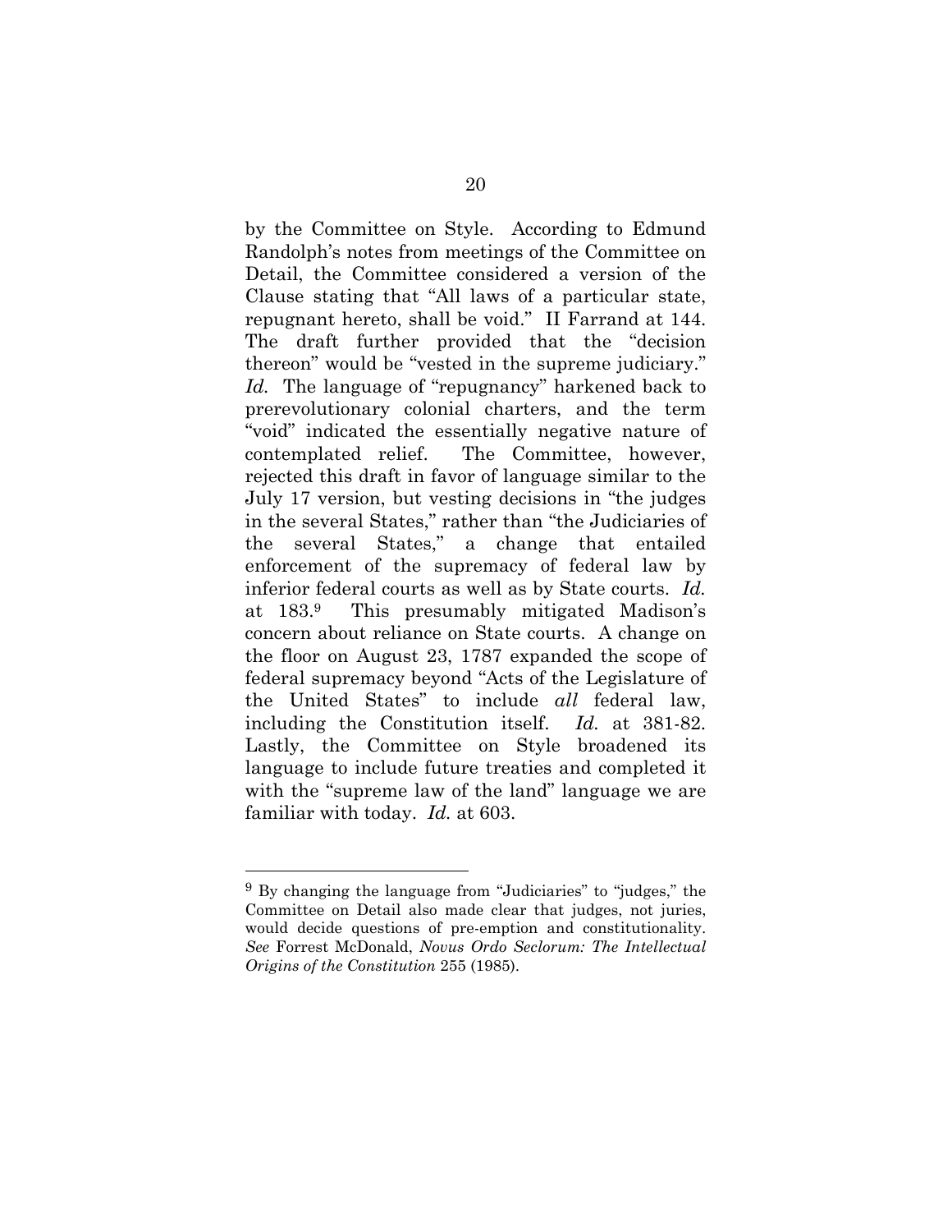by the Committee on Style. According to Edmund Randolph's notes from meetings of the Committee on Detail, the Committee considered a version of the Clause stating that "All laws of a particular state, repugnant hereto, shall be void." II Farrand at 144. The draft further provided that the "decision thereon" would be "vested in the supreme judiciary." *Id.* The language of "repugnancy" harkened back to prerevolutionary colonial charters, and the term "void" indicated the essentially negative nature of contemplated relief. The Committee, however, rejected this draft in favor of language similar to the July 17 version, but vesting decisions in "the judges in the several States," rather than "the Judiciaries of the several States," a change that entailed enforcement of the supremacy of federal law by inferior federal courts as well as by State courts. *Id.* at 183.[9] This presumably mitigated Madison's concern about reliance on State courts. A change on the floor on August 23, 1787 expanded the scope of federal supremacy beyond "Acts of the Legislature of the United States" to include *all* federal law, including the Constitution itself. *Id.* at 381-82. Lastly, the Committee on Style broadened its language to include future treaties and completed it with the "supreme law of the land" language we are familiar with today. *Id.* at 603.

---

[9] By changing the language from "Judiciaries" to "judges," the Committee on Detail also made clear that judges, not juries, would decide questions of pre-emption and constitutionality. *See* Forrest McDonald, *Novus Ordo Seclorum: The Intellectual Origins of the Constitution* 255 (1985).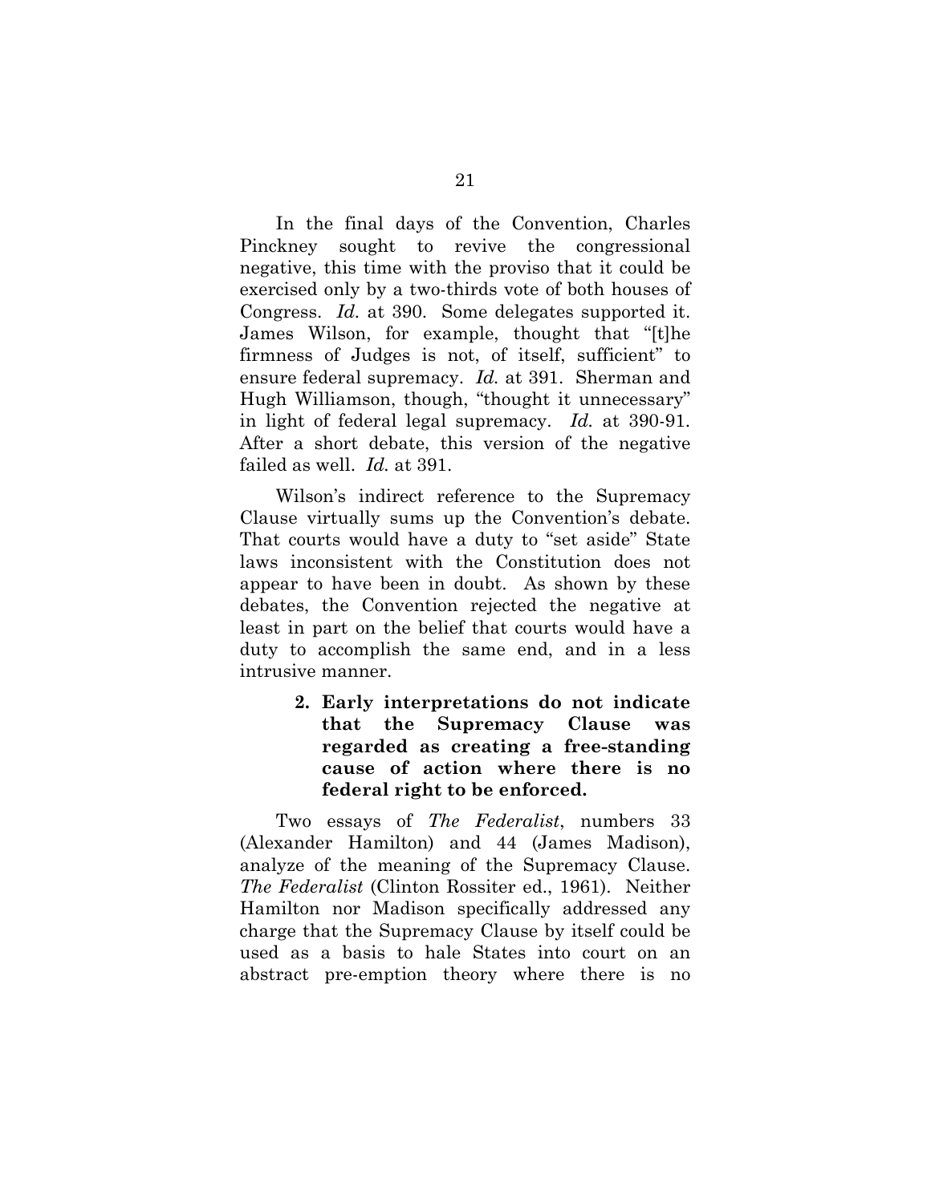In the final days of the Convention, Charles Pinckney sought to revive the congressional negative, this time with the proviso that it could be exercised only by a two-thirds vote of both houses of Congress. *Id.* at 390. Some delegates supported it. James Wilson, for example, thought that "[t]he firmness of Judges is not, of itself, sufficient" to ensure federal supremacy. *Id.* at 391. Sherman and Hugh Williamson, though, "thought it unnecessary" in light of federal legal supremacy. *Id.* at 390-91. After a short debate, this version of the negative failed as well. *Id.* at 391.

Wilson's indirect reference to the Supremacy Clause virtually sums up the Convention's debate. That courts would have a duty to "set aside" State laws inconsistent with the Constitution does not appear to have been in doubt. As shown by these debates, the Convention rejected the negative at least in part on the belief that courts would have a duty to accomplish the same end, and in a less intrusive manner.

**2. Early interpretations do not indicate that the Supremacy Clause was regarded as creating a free-standing cause of action where there is no federal right to be enforced.**

Two essays of *The Federalist*, numbers 33 (Alexander Hamilton) and 44 (James Madison), analyze of the meaning of the Supremacy Clause. *The Federalist* (Clinton Rossiter ed., 1961). Neither Hamilton nor Madison specifically addressed any charge that the Supremacy Clause by itself could be used as a basis to hale States into court on an abstract pre-emption theory where there is no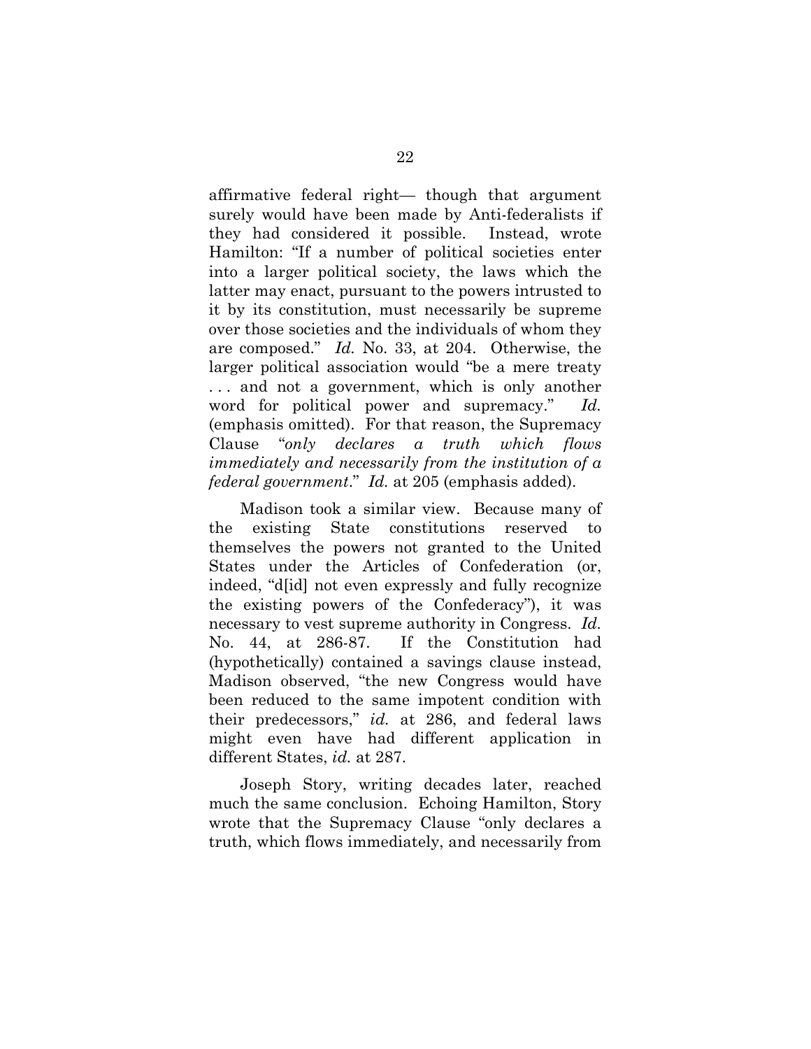affirmative federal right— though that argument surely would have been made by Anti-federalists if they had considered it possible. Instead, wrote Hamilton: "If a number of political societies enter into a larger political society, the laws which the latter may enact, pursuant to the powers intrusted to it by its constitution, must necessarily be supreme over those societies and the individuals of whom they are composed." *Id.* No. 33, at 204. Otherwise, the larger political association would "be a mere treaty . . . and not a government, which is only another word for political power and supremacy." *Id.* (emphasis omitted). For that reason, the Supremacy Clause "*only declares a truth which flows immediately and necessarily from the institution of a federal government*." *Id.* at 205 (emphasis added).

Madison took a similar view. Because many of the existing State constitutions reserved to themselves the powers not granted to the United States under the Articles of Confederation (or, indeed, "d[id] not even expressly and fully recognize the existing powers of the Confederacy"), it was necessary to vest supreme authority in Congress. *Id.* No. 44, at 286-87. If the Constitution had (hypothetically) contained a savings clause instead, Madison observed, "the new Congress would have been reduced to the same impotent condition with their predecessors," *id.* at 286, and federal laws might even have had different application in different States, *id.* at 287.

Joseph Story, writing decades later, reached much the same conclusion. Echoing Hamilton, Story wrote that the Supremacy Clause "only declares a truth, which flows immediately, and necessarily from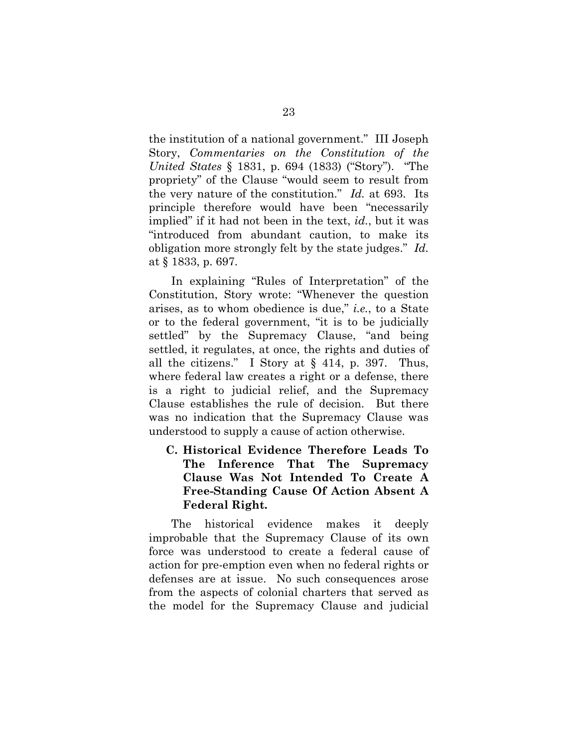the institution of a national government." III Joseph Story, *Commentaries on the Constitution of the United States* § 1831, p. 694 (1833) ("Story"). "The propriety" of the Clause "would seem to result from the very nature of the constitution." *Id.* at 693. Its principle therefore would have been "necessarily implied" if it had not been in the text, *id.*, but it was "introduced from abundant caution, to make its obligation more strongly felt by the state judges." *Id.* at § 1833, p. 697.

In explaining "Rules of Interpretation" of the Constitution, Story wrote: "Whenever the question arises, as to whom obedience is due," *i.e.*, to a State or to the federal government, "it is to be judicially settled" by the Supremacy Clause, "and being settled, it regulates, at once, the rights and duties of all the citizens." I Story at § 414, p. 397. Thus, where federal law creates a right or a defense, there is a right to judicial relief, and the Supremacy Clause establishes the rule of decision. But there was no indication that the Supremacy Clause was understood to supply a cause of action otherwise.

### C. Historical Evidence Therefore Leads To The Inference That The Supremacy Clause Was Not Intended To Create A Free-Standing Cause Of Action Absent A Federal Right.

The historical evidence makes it deeply improbable that the Supremacy Clause of its own force was understood to create a federal cause of action for pre-emption even when no federal rights or defenses are at issue. No such consequences arose from the aspects of colonial charters that served as the model for the Supremacy Clause and judicial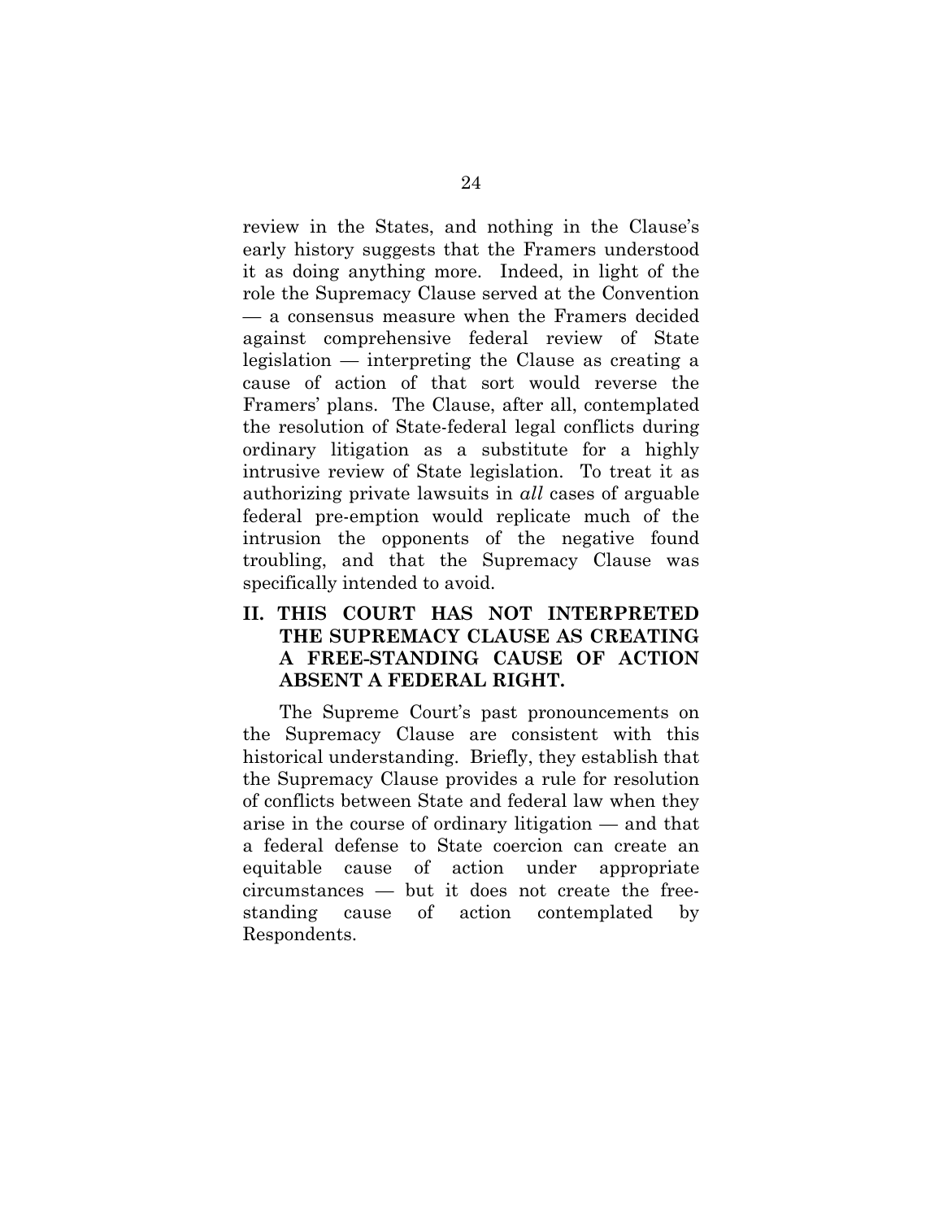review in the States, and nothing in the Clause's early history suggests that the Framers understood it as doing anything more. Indeed, in light of the role the Supremacy Clause served at the Convention — a consensus measure when the Framers decided against comprehensive federal review of State legislation — interpreting the Clause as creating a cause of action of that sort would reverse the Framers' plans. The Clause, after all, contemplated the resolution of State-federal legal conflicts during ordinary litigation as a substitute for a highly intrusive review of State legislation. To treat it as authorizing private lawsuits in *all* cases of arguable federal pre-emption would replicate much of the intrusion the opponents of the negative found troubling, and that the Supremacy Clause was specifically intended to avoid.

## II. THIS COURT HAS NOT INTERPRETED THE SUPREMACY CLAUSE AS CREATING A FREE-STANDING CAUSE OF ACTION ABSENT A FEDERAL RIGHT.

The Supreme Court's past pronouncements on the Supremacy Clause are consistent with this historical understanding. Briefly, they establish that the Supremacy Clause provides a rule for resolution of conflicts between State and federal law when they arise in the course of ordinary litigation — and that a federal defense to State coercion can create an equitable cause of action under appropriate circumstances — but it does not create the free-standing cause of action contemplated by Respondents.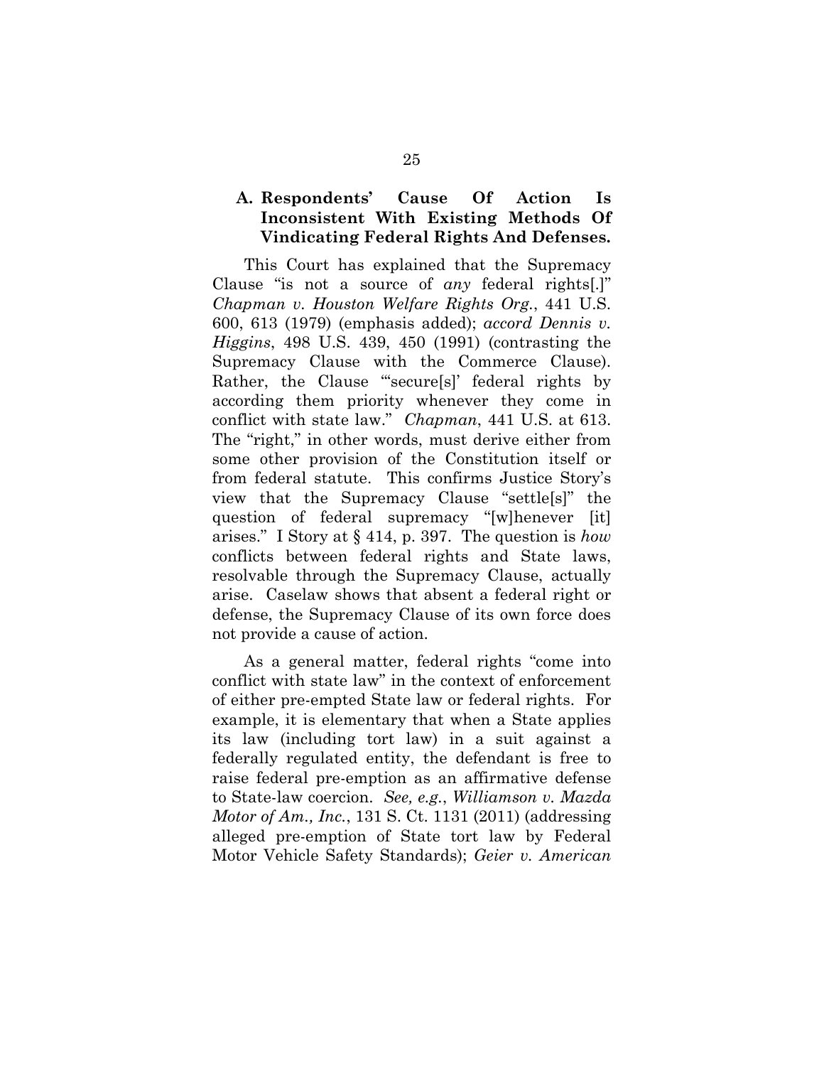### A. Respondents' Cause Of Action Is Inconsistent With Existing Methods Of Vindicating Federal Rights And Defenses.

This Court has explained that the Supremacy Clause "is not a source of *any* federal rights[.]" *Chapman v. Houston Welfare Rights Org.*, 441 U.S. 600, 613 (1979) (emphasis added); *accord Dennis v. Higgins*, 498 U.S. 439, 450 (1991) (contrasting the Supremacy Clause with the Commerce Clause). Rather, the Clause "'secure[s]' federal rights by according them priority whenever they come in conflict with state law." *Chapman*, 441 U.S. at 613. The "right," in other words, must derive either from some other provision of the Constitution itself or from federal statute. This confirms Justice Story's view that the Supremacy Clause "settle[s]" the question of federal supremacy "[w]henever [it] arises." I Story at § 414, p. 397. The question is *how* conflicts between federal rights and State laws, resolvable through the Supremacy Clause, actually arise. Caselaw shows that absent a federal right or defense, the Supremacy Clause of its own force does not provide a cause of action.

As a general matter, federal rights "come into conflict with state law" in the context of enforcement of either pre-empted State law or federal rights. For example, it is elementary that when a State applies its law (including tort law) in a suit against a federally regulated entity, the defendant is free to raise federal pre-emption as an affirmative defense to State-law coercion. *See, e.g.*, *Williamson v. Mazda Motor of Am., Inc.*, 131 S. Ct. 1131 (2011) (addressing alleged pre-emption of State tort law by Federal Motor Vehicle Safety Standards); *Geier v. American*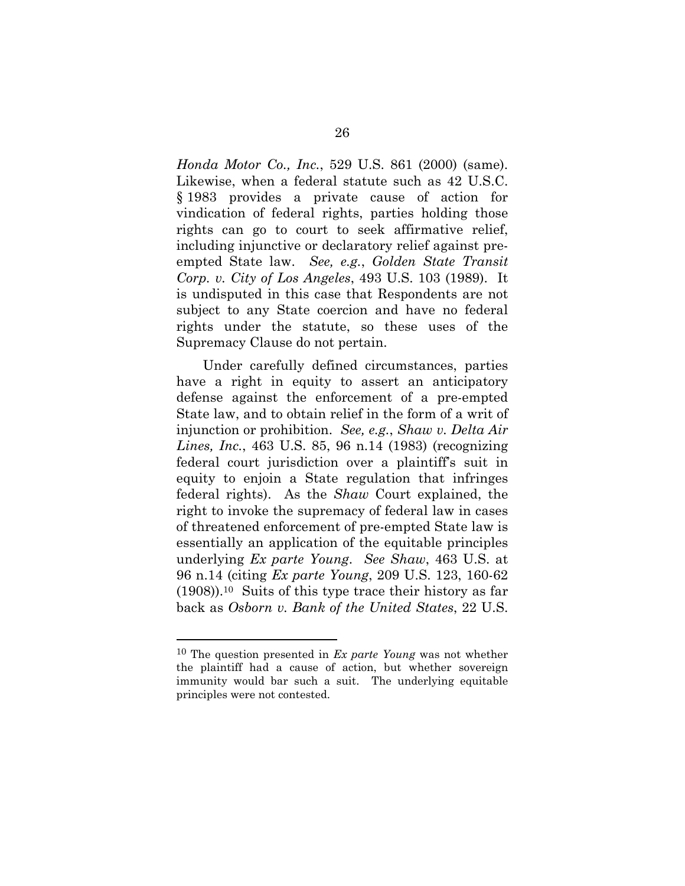*Honda Motor Co., Inc.*, 529 U.S. 861 (2000) (same). Likewise, when a federal statute such as 42 U.S.C. § 1983 provides a private cause of action for vindication of federal rights, parties holding those rights can go to court to seek affirmative relief, including injunctive or declaratory relief against pre-empted State law. *See, e.g.*, *Golden State Transit Corp. v. City of Los Angeles*, 493 U.S. 103 (1989). It is undisputed in this case that Respondents are not subject to any State coercion and have no federal rights under the statute, so these uses of the Supremacy Clause do not pertain.

Under carefully defined circumstances, parties have a right in equity to assert an anticipatory defense against the enforcement of a pre-empted State law, and to obtain relief in the form of a writ of injunction or prohibition. *See, e.g.*, *Shaw v. Delta Air Lines, Inc.*, 463 U.S. 85, 96 n.14 (1983) (recognizing federal court jurisdiction over a plaintiff's suit in equity to enjoin a State regulation that infringes federal rights). As the *Shaw* Court explained, the right to invoke the supremacy of federal law in cases of threatened enforcement of pre-empted State law is essentially an application of the equitable principles underlying *Ex parte Young*. *See Shaw*, 463 U.S. at 96 n.14 (citing *Ex parte Young*, 209 U.S. 123, 160-62 (1908)).[10] Suits of this type trace their history as far back as *Osborn v. Bank of the United States*, 22 U.S.

---

[10] The question presented in *Ex parte Young* was not whether the plaintiff had a cause of action, but whether sovereign immunity would bar such a suit. The underlying equitable principles were not contested.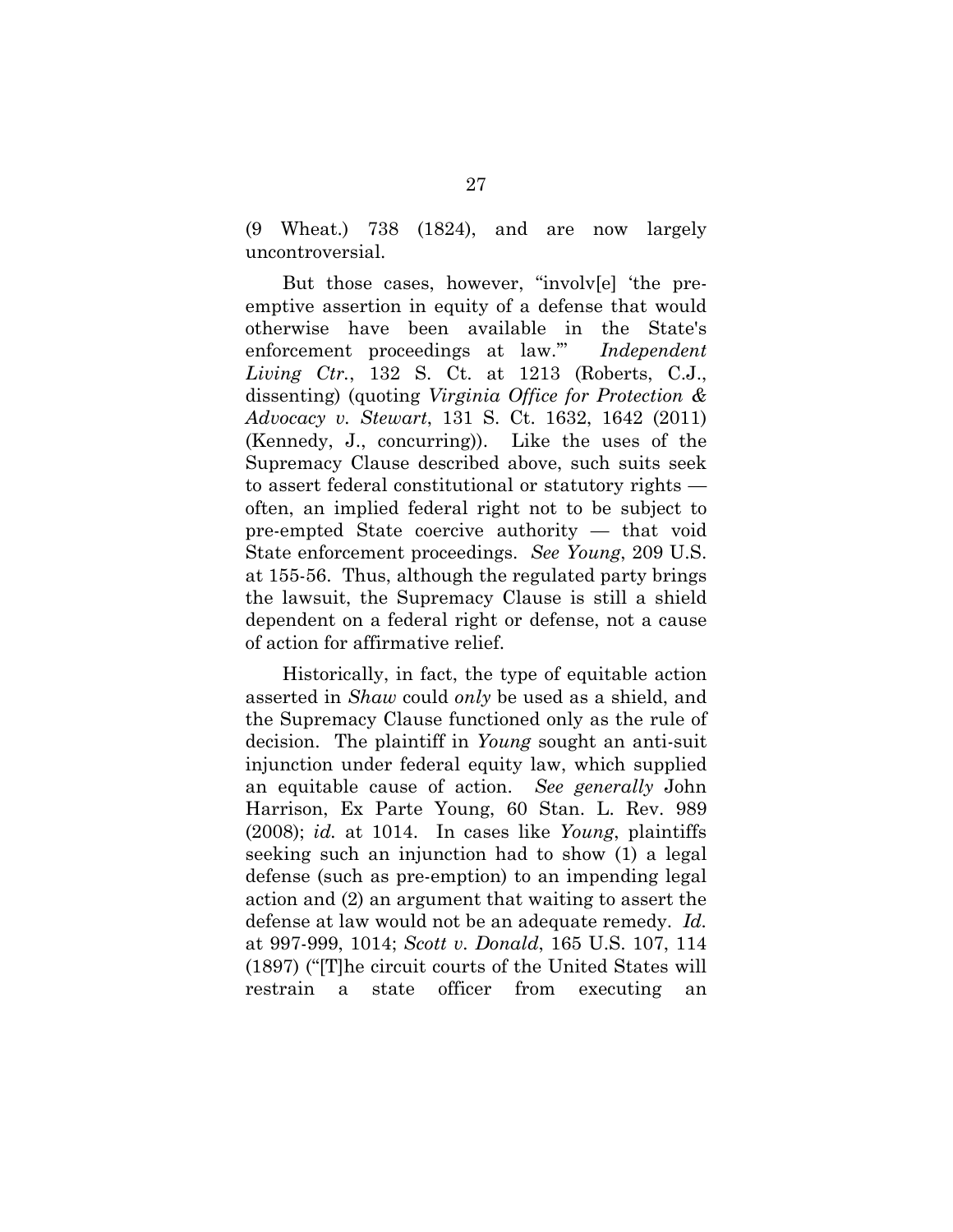(9 Wheat.) 738 (1824), and are now largely uncontroversial.

But those cases, however, "involv[e] 'the pre-emptive assertion in equity of a defense that would otherwise have been available in the State's enforcement proceedings at law.'" *Independent Living Ctr.*, 132 S. Ct. at 1213 (Roberts, C.J., dissenting) (quoting *Virginia Office for Protection & Advocacy v. Stewart*, 131 S. Ct. 1632, 1642 (2011) (Kennedy, J., concurring)). Like the uses of the Supremacy Clause described above, such suits seek to assert federal constitutional or statutory rights — often, an implied federal right not to be subject to pre-empted State coercive authority — that void State enforcement proceedings. *See Young*, 209 U.S. at 155-56. Thus, although the regulated party brings the lawsuit, the Supremacy Clause is still a shield dependent on a federal right or defense, not a cause of action for affirmative relief.

Historically, in fact, the type of equitable action asserted in *Shaw* could *only* be used as a shield, and the Supremacy Clause functioned only as the rule of decision. The plaintiff in *Young* sought an anti-suit injunction under federal equity law, which supplied an equitable cause of action. *See generally* John Harrison, Ex Parte Young, 60 Stan. L. Rev. 989 (2008); *id.* at 1014. In cases like *Young*, plaintiffs seeking such an injunction had to show (1) a legal defense (such as pre-emption) to an impending legal action and (2) an argument that waiting to assert the defense at law would not be an adequate remedy. *Id.* at 997-999, 1014; *Scott v. Donald*, 165 U.S. 107, 114 (1897) ("[T]he circuit courts of the United States will restrain a state officer from executing an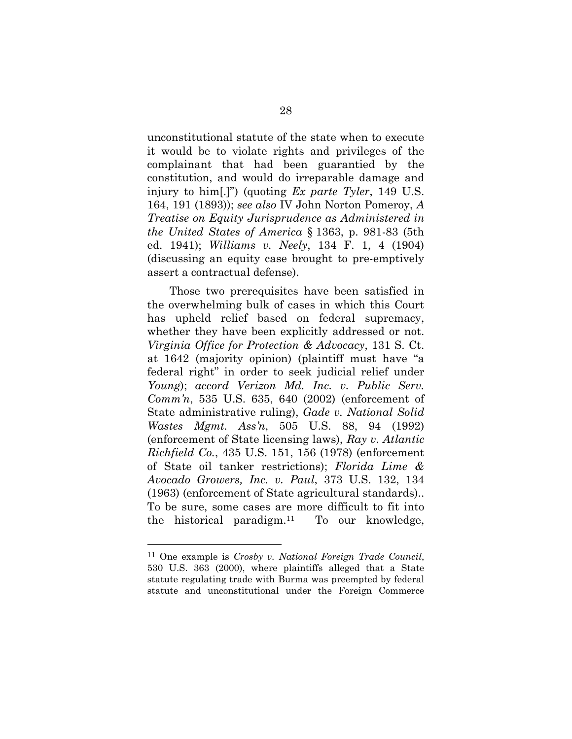unconstitutional statute of the state when to execute it would be to violate rights and privileges of the complainant that had been guarantied by the constitution, and would do irreparable damage and injury to him[.]") (quoting *Ex parte Tyler*, 149 U.S. 164, 191 (1893)); *see also* IV John Norton Pomeroy, *A Treatise on Equity Jurisprudence as Administered in the United States of America* § 1363, p. 981-83 (5th ed. 1941); *Williams v. Neely*, 134 F. 1, 4 (1904) (discussing an equity case brought to pre-emptively assert a contractual defense).

Those two prerequisites have been satisfied in the overwhelming bulk of cases in which this Court has upheld relief based on federal supremacy, whether they have been explicitly addressed or not. *Virginia Office for Protection & Advocacy*, 131 S. Ct. at 1642 (majority opinion) (plaintiff must have "a federal right" in order to seek judicial relief under *Young*); *accord Verizon Md. Inc. v. Public Serv. Comm'n*, 535 U.S. 635, 640 (2002) (enforcement of State administrative ruling), *Gade v. National Solid Wastes Mgmt. Ass'n*, 505 U.S. 88, 94 (1992) (enforcement of State licensing laws), *Ray v. Atlantic Richfield Co.*, 435 U.S. 151, 156 (1978) (enforcement of State oil tanker restrictions); *Florida Lime & Avocado Growers, Inc. v. Paul*, 373 U.S. 132, 134 (1963) (enforcement of State agricultural standards).. To be sure, some cases are more difficult to fit into the historical paradigm.[11] To our knowledge,

---

[11] One example is *Crosby v. National Foreign Trade Council*, 530 U.S. 363 (2000), where plaintiffs alleged that a State statute regulating trade with Burma was preempted by federal statute and unconstitutional under the Foreign Commerce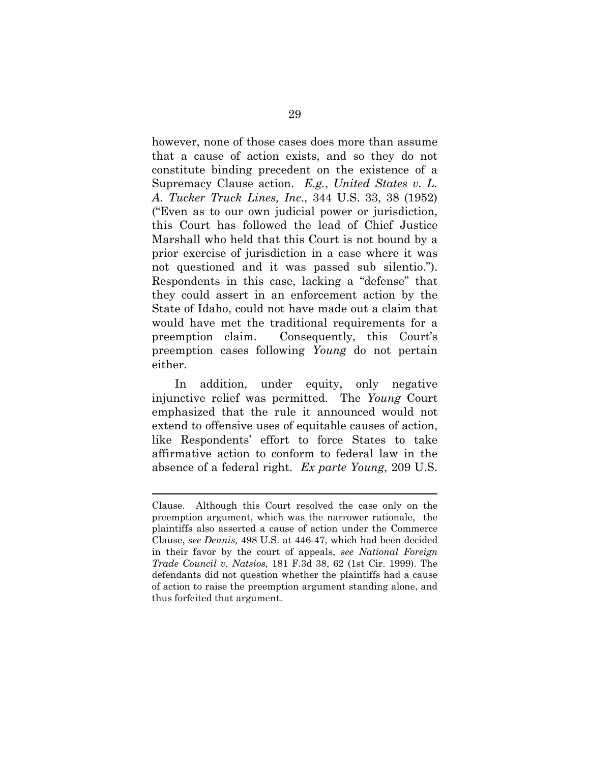however, none of those cases does more than assume that a cause of action exists, and so they do not constitute binding precedent on the existence of a Supremacy Clause action. *E.g.*, *United States v. L. A. Tucker Truck Lines, Inc*., 344 U.S. 33, 38 (1952) ("Even as to our own judicial power or jurisdiction, this Court has followed the lead of Chief Justice Marshall who held that this Court is not bound by a prior exercise of jurisdiction in a case where it was not questioned and it was passed sub silentio."). Respondents in this case, lacking a "defense" that they could assert in an enforcement action by the State of Idaho, could not have made out a claim that would have met the traditional requirements for a preemption claim. Consequently, this Court's preemption cases following *Young* do not pertain either.

In addition, under equity, only negative injunctive relief was permitted. The *Young* Court emphasized that the rule it announced would not extend to offensive uses of equitable causes of action, like Respondents' effort to force States to take affirmative action to conform to federal law in the absence of a federal right. *Ex parte Young*, 209 U.S.

---

Clause. Although this Court resolved the case only on the preemption argument, which was the narrower rationale, the plaintiffs also asserted a cause of action under the Commerce Clause, *see Dennis,* 498 U.S. at 446-47, which had been decided in their favor by the court of appeals, *see National Foreign Trade Council v. Natsios,* 181 F.3d 38, 62 (1st Cir. 1999). The defendants did not question whether the plaintiffs had a cause of action to raise the preemption argument standing alone, and thus forfeited that argument.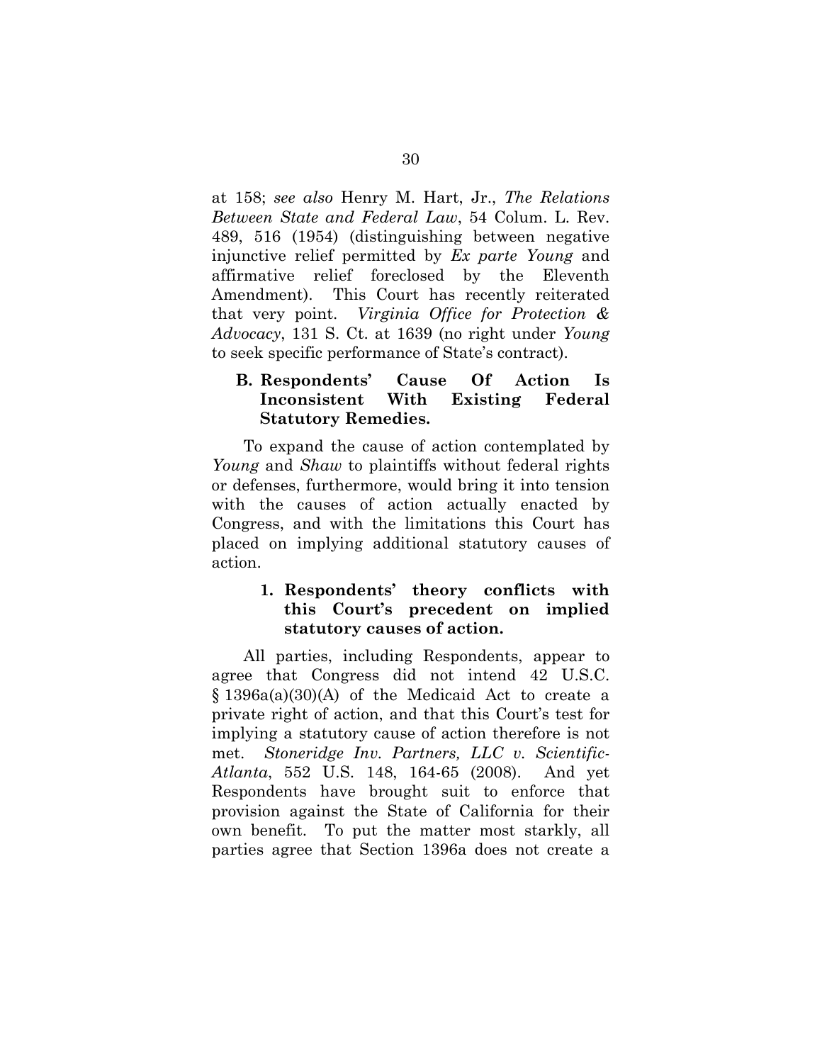at 158; *see also* Henry M. Hart, Jr., *The Relations Between State and Federal Law*, 54 Colum. L. Rev. 489, 516 (1954) (distinguishing between negative injunctive relief permitted by *Ex parte Young* and affirmative relief foreclosed by the Eleventh Amendment). This Court has recently reiterated that very point. *Virginia Office for Protection & Advocacy*, 131 S. Ct. at 1639 (no right under *Young* to seek specific performance of State's contract).

### B. Respondents' Cause Of Action Is Inconsistent With Existing Federal Statutory Remedies.

To expand the cause of action contemplated by *Young* and *Shaw* to plaintiffs without federal rights or defenses, furthermore, would bring it into tension with the causes of action actually enacted by Congress, and with the limitations this Court has placed on implying additional statutory causes of action.

#### 1. Respondents' theory conflicts with this Court's precedent on implied statutory causes of action.

All parties, including Respondents, appear to agree that Congress did not intend 42 U.S.C. § 1396a(a)(30)(A) of the Medicaid Act to create a private right of action, and that this Court's test for implying a statutory cause of action therefore is not met. *Stoneridge Inv. Partners, LLC v. Scientific-Atlanta*, 552 U.S. 148, 164-65 (2008). And yet Respondents have brought suit to enforce that provision against the State of California for their own benefit. To put the matter most starkly, all parties agree that Section 1396a does not create a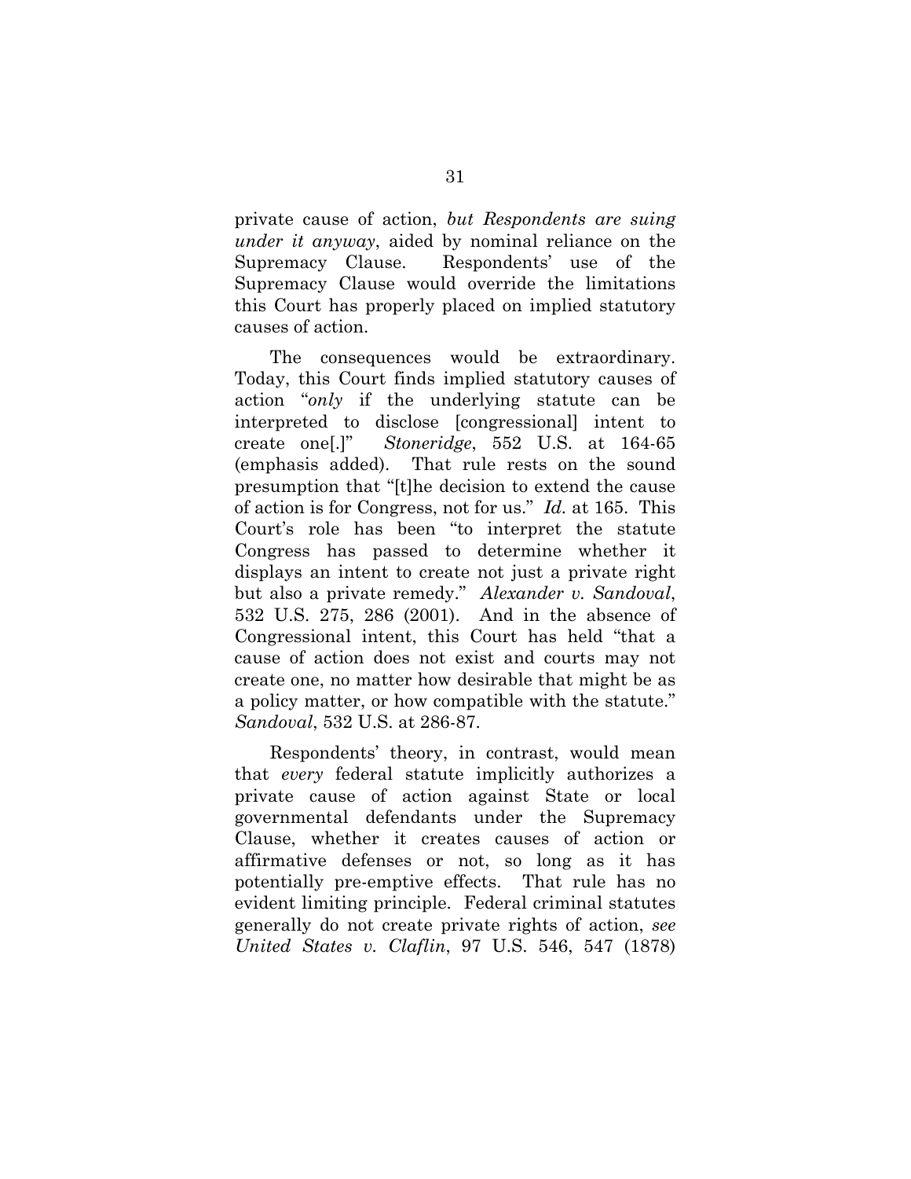private cause of action, *but Respondents are suing under it anyway*, aided by nominal reliance on the Supremacy Clause. Respondents' use of the Supremacy Clause would override the limitations this Court has properly placed on implied statutory causes of action.

The consequences would be extraordinary. Today, this Court finds implied statutory causes of action "*only* if the underlying statute can be interpreted to disclose [congressional] intent to create one[.]" *Stoneridge*, 552 U.S. at 164-65 (emphasis added). That rule rests on the sound presumption that "[t]he decision to extend the cause of action is for Congress, not for us." *Id.* at 165. This Court's role has been "to interpret the statute Congress has passed to determine whether it displays an intent to create not just a private right but also a private remedy." *Alexander v. Sandoval*, 532 U.S. 275, 286 (2001). And in the absence of Congressional intent, this Court has held "that a cause of action does not exist and courts may not create one, no matter how desirable that might be as a policy matter, or how compatible with the statute." *Sandoval*, 532 U.S. at 286-87.

Respondents' theory, in contrast, would mean that *every* federal statute implicitly authorizes a private cause of action against State or local governmental defendants under the Supremacy Clause, whether it creates causes of action or affirmative defenses or not, so long as it has potentially pre-emptive effects. That rule has no evident limiting principle. Federal criminal statutes generally do not create private rights of action, *see United States v. Claflin*, 97 U.S. 546, 547 (1878)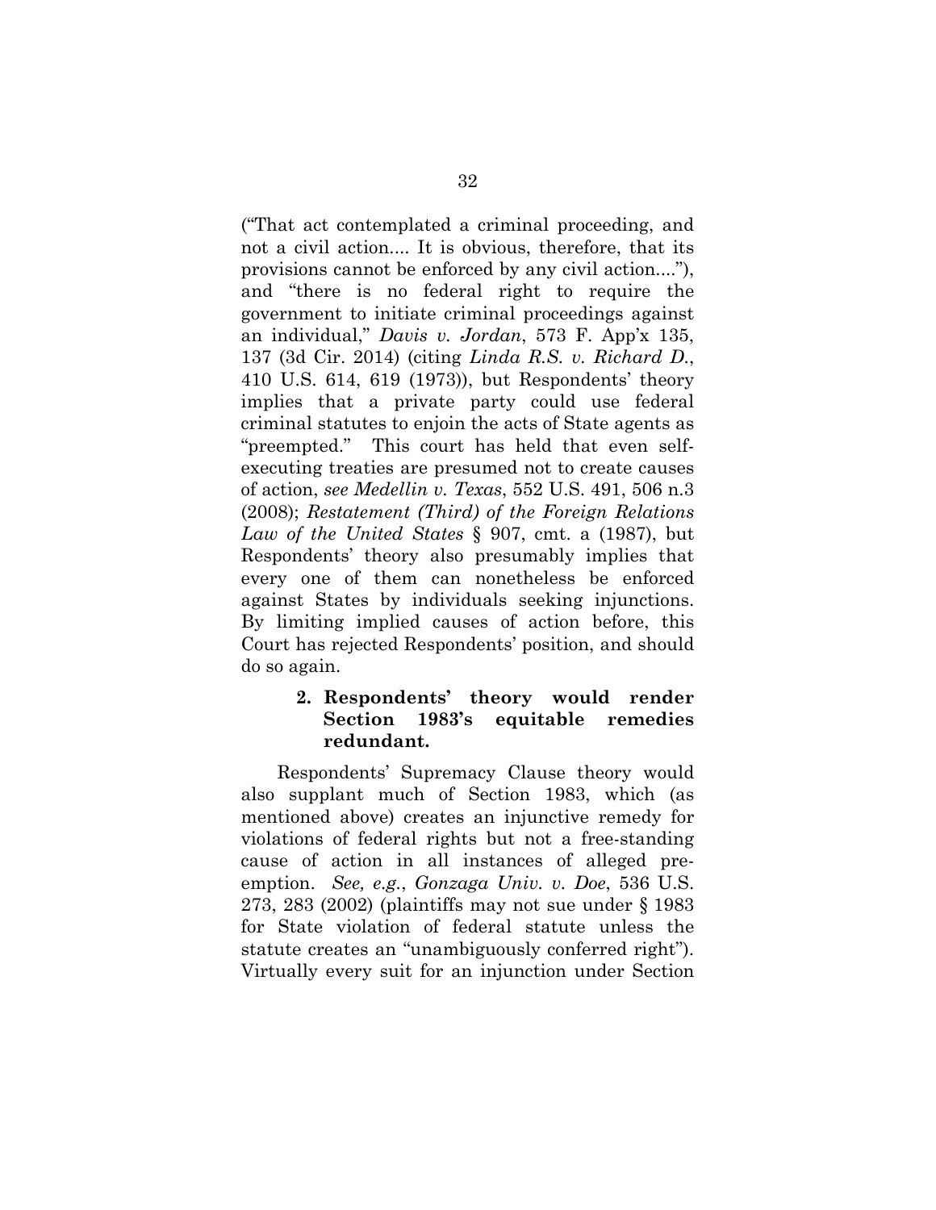("That act contemplated a criminal proceeding, and not a civil action.... It is obvious, therefore, that its provisions cannot be enforced by any civil action...."), and "there is no federal right to require the government to initiate criminal proceedings against an individual," *Davis v. Jordan*, 573 F. App'x 135, 137 (3d Cir. 2014) (citing *Linda R.S. v. Richard D.*, 410 U.S. 614, 619 (1973)), but Respondents' theory implies that a private party could use federal criminal statutes to enjoin the acts of State agents as "preempted." This court has held that even self-executing treaties are presumed not to create causes of action, *see Medellin v. Texas*, 552 U.S. 491, 506 n.3 (2008); *Restatement (Third) of the Foreign Relations Law of the United States* § 907, cmt. a (1987), but Respondents' theory also presumably implies that every one of them can nonetheless be enforced against States by individuals seeking injunctions. By limiting implied causes of action before, this Court has rejected Respondents' position, and should do so again.

#### 2. Respondents' theory would render Section 1983's equitable remedies redundant.

Respondents' Supremacy Clause theory would also supplant much of Section 1983, which (as mentioned above) creates an injunctive remedy for violations of federal rights but not a free-standing cause of action in all instances of alleged pre-emption. *See, e.g.*, *Gonzaga Univ. v. Doe*, 536 U.S. 273, 283 (2002) (plaintiffs may not sue under § 1983 for State violation of federal statute unless the statute creates an "unambiguously conferred right"). Virtually every suit for an injunction under Section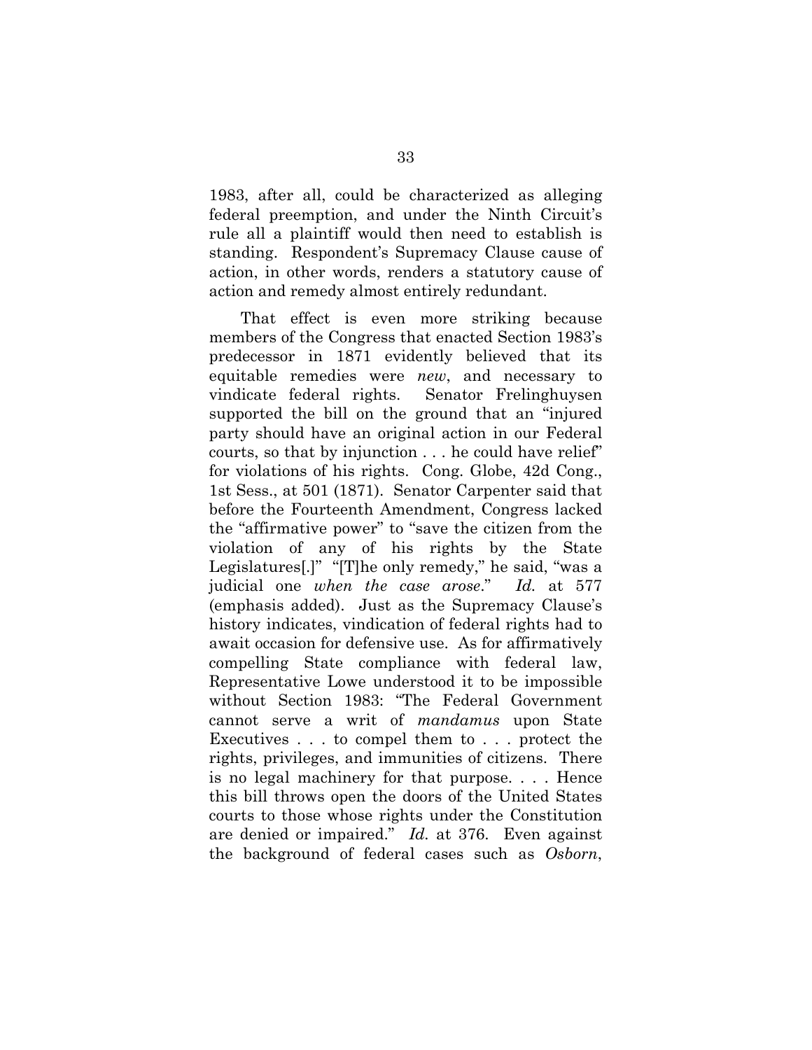1983, after all, could be characterized as alleging federal preemption, and under the Ninth Circuit's rule all a plaintiff would then need to establish is standing. Respondent's Supremacy Clause cause of action, in other words, renders a statutory cause of action and remedy almost entirely redundant.

That effect is even more striking because members of the Congress that enacted Section 1983's predecessor in 1871 evidently believed that its equitable remedies were *new*, and necessary to vindicate federal rights. Senator Frelinghuysen supported the bill on the ground that an "injured party should have an original action in our Federal courts, so that by injunction . . . he could have relief" for violations of his rights. Cong. Globe, 42d Cong., 1st Sess., at 501 (1871). Senator Carpenter said that before the Fourteenth Amendment, Congress lacked the "affirmative power" to "save the citizen from the violation of any of his rights by the State Legislatures[.]" "[T]he only remedy," he said, "was a judicial one *when the case arose*." *Id.* at 577 (emphasis added). Just as the Supremacy Clause's history indicates, vindication of federal rights had to await occasion for defensive use. As for affirmatively compelling State compliance with federal law, Representative Lowe understood it to be impossible without Section 1983: "The Federal Government cannot serve a writ of *mandamus* upon State Executives . . . to compel them to . . . protect the rights, privileges, and immunities of citizens. There is no legal machinery for that purpose. . . . Hence this bill throws open the doors of the United States courts to those whose rights under the Constitution are denied or impaired." *Id.* at 376. Even against the background of federal cases such as *Osborn*,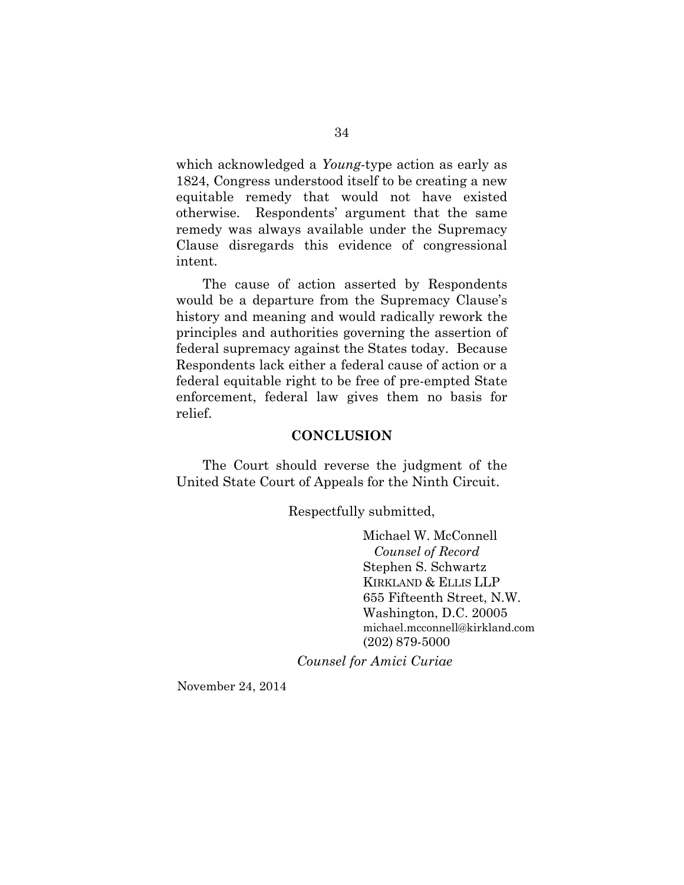which acknowledged a *Young*-type action as early as 1824, Congress understood itself to be creating a new equitable remedy that would not have existed otherwise. Respondents' argument that the same remedy was always available under the Supremacy Clause disregards this evidence of congressional intent.

The cause of action asserted by Respondents would be a departure from the Supremacy Clause's history and meaning and would radically rework the principles and authorities governing the assertion of federal supremacy against the States today. Because Respondents lack either a federal cause of action or a federal equitable right to be free of pre-empted State enforcement, federal law gives them no basis for relief.

## CONCLUSION

The Court should reverse the judgment of the United State Court of Appeals for the Ninth Circuit.

Respectfully submitted,

Michael W. McConnell
*Counsel of Record*
Stephen S. Schwartz
KIRKLAND & ELLIS LLP
655 Fifteenth Street, N.W.
Washington, D.C. 20005
michael.mcconnell@kirkland.com
(202) 879-5000

*Counsel for Amici Curiae*

November 24, 2014